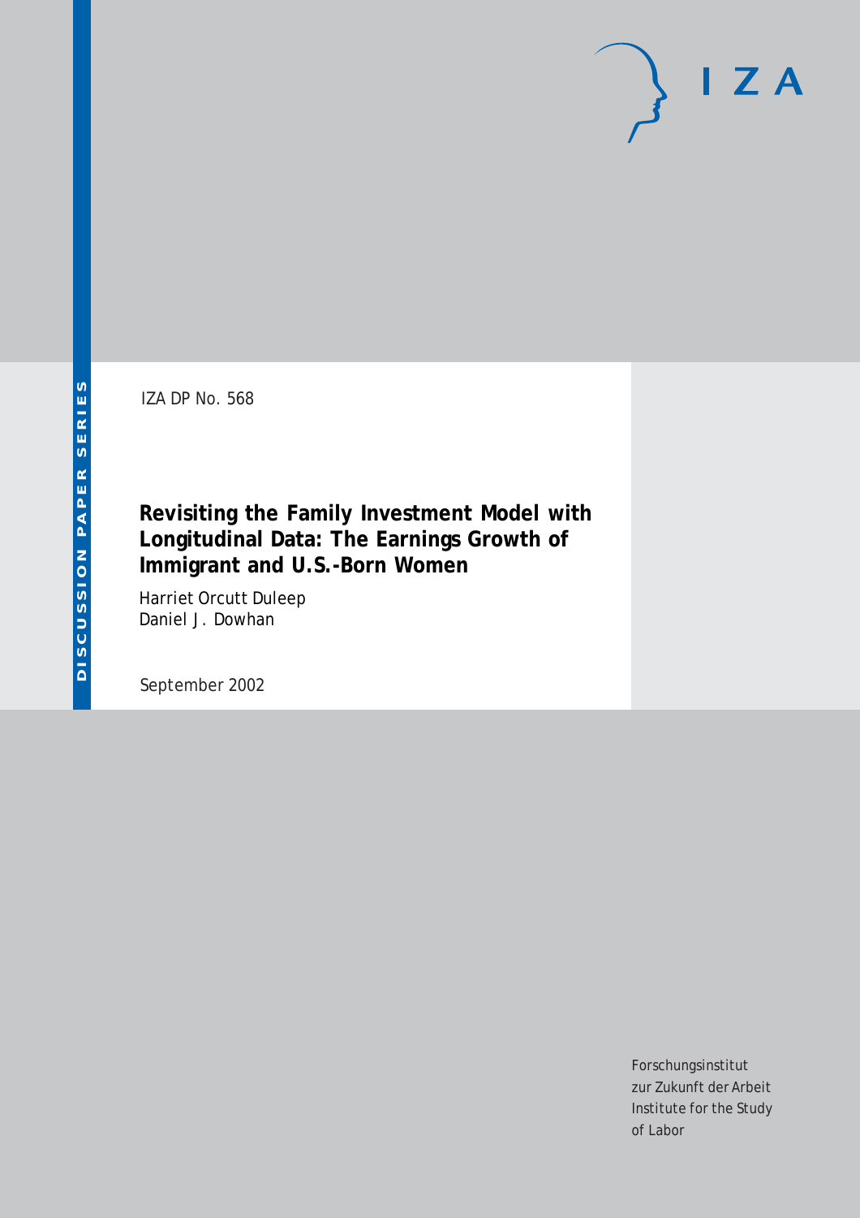DISCUSSION PAPER SERIES

IZA DP No. 568

# Revisiting the Family Investment Model with Longitudinal Data: The Earnings Growth of Immigrant and U.S.-Born Women

Harriet Orcutt Duleep
Daniel J. Dowhan

September 2002

Forschungsinstitut
zur Zukunft der Arbeit
Institute for the Study
of Labor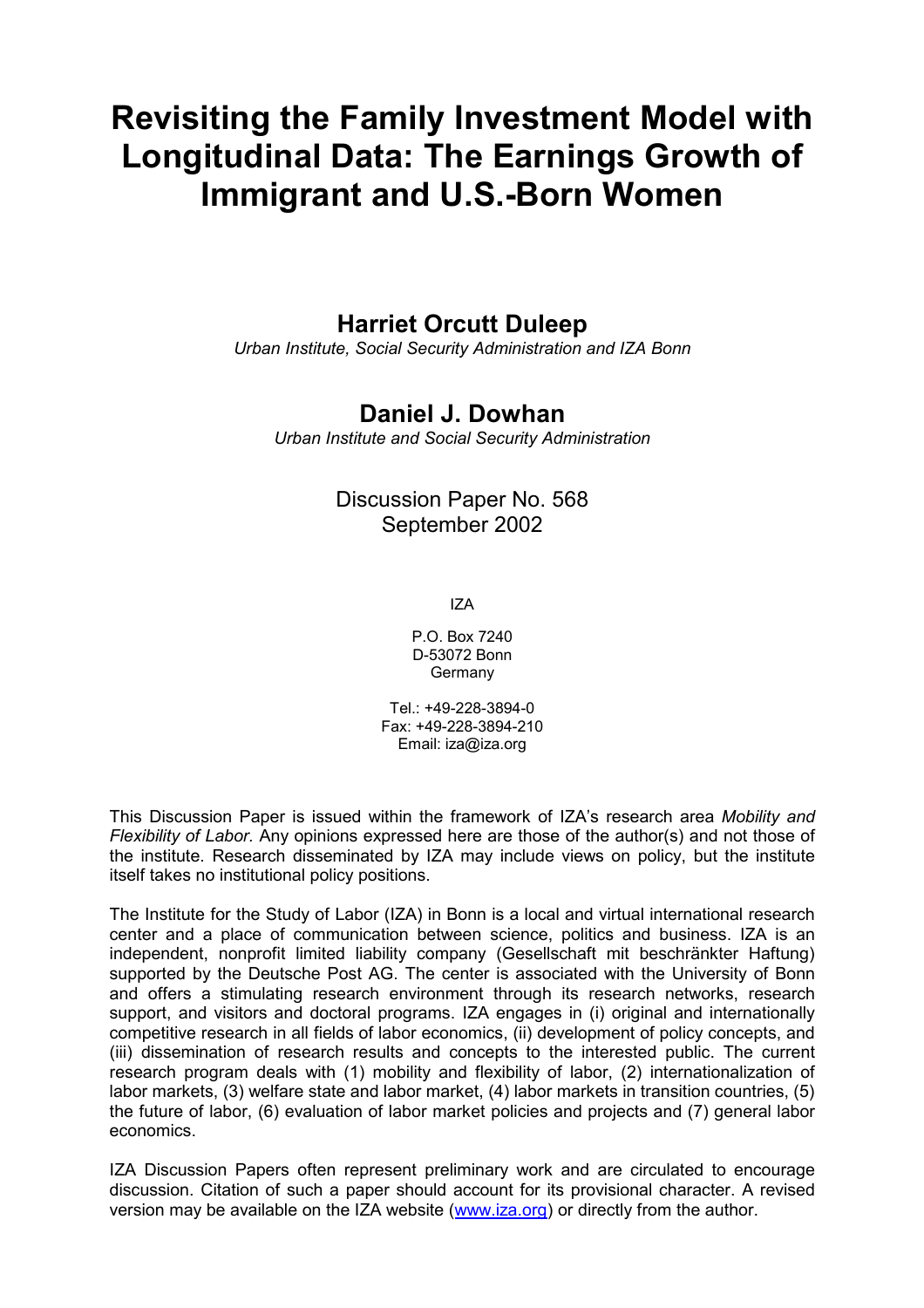# Revisiting the Family Investment Model with Longitudinal Data: The Earnings Growth of Immigrant and U.S.-Born Women

## Harriet Orcutt Duleep

*Urban Institute, Social Security Administration and IZA Bonn*

## Daniel J. Dowhan

*Urban Institute and Social Security Administration*

Discussion Paper No. 568
September 2002

IZA

P.O. Box 7240
D-53072 Bonn
Germany

Tel.: +49-228-3894-0
Fax: +49-228-3894-210
Email: iza@iza.org

This Discussion Paper is issued within the framework of IZA's research area *Mobility and Flexibility of Labor.* Any opinions expressed here are those of the author(s) and not those of the institute. Research disseminated by IZA may include views on policy, but the institute itself takes no institutional policy positions.

The Institute for the Study of Labor (IZA) in Bonn is a local and virtual international research center and a place of communication between science, politics and business. IZA is an independent, nonprofit limited liability company (Gesellschaft mit beschränkter Haftung) supported by the Deutsche Post AG. The center is associated with the University of Bonn and offers a stimulating research environment through its research networks, research support, and visitors and doctoral programs. IZA engages in (i) original and internationally competitive research in all fields of labor economics, (ii) development of policy concepts, and (iii) dissemination of research results and concepts to the interested public. The current research program deals with (1) mobility and flexibility of labor, (2) internationalization of labor markets, (3) welfare state and labor market, (4) labor markets in transition countries, (5) the future of labor, (6) evaluation of labor market policies and projects and (7) general labor economics.

IZA Discussion Papers often represent preliminary work and are circulated to encourage discussion. Citation of such a paper should account for its provisional character. A revised version may be available on the IZA website (www.iza.org) or directly from the author.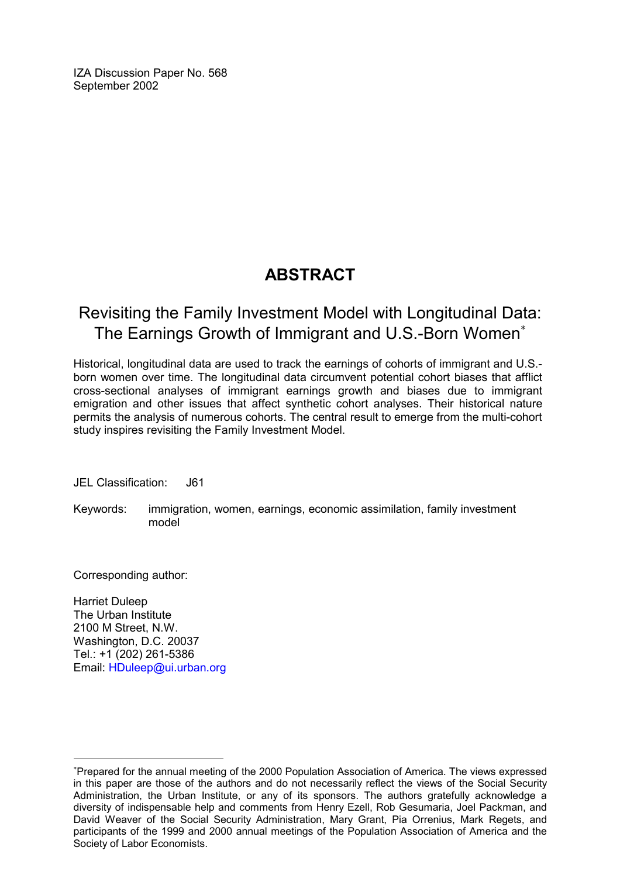IZA Discussion Paper No. 568
September 2002

# ABSTRACT

## Revisiting the Family Investment Model with Longitudinal Data: The Earnings Growth of Immigrant and U.S.-Born Women[*]

Historical, longitudinal data are used to track the earnings of cohorts of immigrant and U.S.-born women over time. The longitudinal data circumvent potential cohort biases that afflict cross-sectional analyses of immigrant earnings growth and biases due to immigrant emigration and other issues that affect synthetic cohort analyses. Their historical nature permits the analysis of numerous cohorts. The central result to emerge from the multi-cohort study inspires revisiting the Family Investment Model.

JEL Classification: J61

Keywords: immigration, women, earnings, economic assimilation, family investment model

Corresponding author:

Harriet Duleep
The Urban Institute
2100 M Street, N.W.
Washington, D.C. 20037
Tel.: +1 (202) 261-5386
Email: HDuleep@ui.urban.org

---

[*] Prepared for the annual meeting of the 2000 Population Association of America. The views expressed in this paper are those of the authors and do not necessarily reflect the views of the Social Security Administration, the Urban Institute, or any of its sponsors. The authors gratefully acknowledge a diversity of indispensable help and comments from Henry Ezell, Rob Gesumaria, Joel Packman, and David Weaver of the Social Security Administration, Mary Grant, Pia Orrenius, Mark Regets, and participants of the 1999 and 2000 annual meetings of the Population Association of America and the Society of Labor Economists.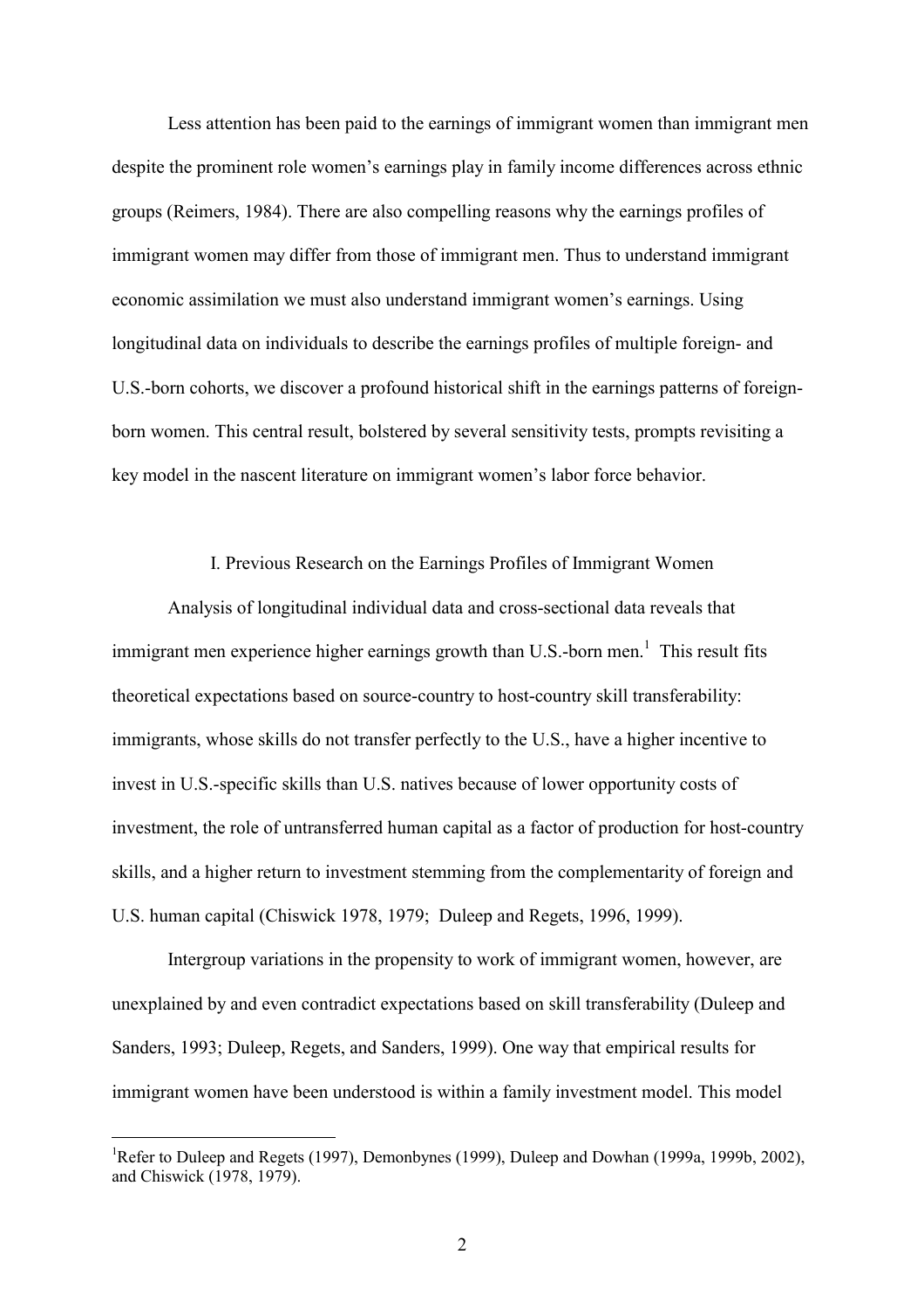Less attention has been paid to the earnings of immigrant women than immigrant men despite the prominent role women's earnings play in family income differences across ethnic groups (Reimers, 1984). There are also compelling reasons why the earnings profiles of immigrant women may differ from those of immigrant men. Thus to understand immigrant economic assimilation we must also understand immigrant women's earnings. Using longitudinal data on individuals to describe the earnings profiles of multiple foreign- and U.S.-born cohorts, we discover a profound historical shift in the earnings patterns of foreign-born women. This central result, bolstered by several sensitivity tests, prompts revisiting a key model in the nascent literature on immigrant women's labor force behavior.

## I. Previous Research on the Earnings Profiles of Immigrant Women

Analysis of longitudinal individual data and cross-sectional data reveals that immigrant men experience higher earnings growth than U.S.-born men.[1] This result fits theoretical expectations based on source-country to host-country skill transferability: immigrants, whose skills do not transfer perfectly to the U.S., have a higher incentive to invest in U.S.-specific skills than U.S. natives because of lower opportunity costs of investment, the role of untransferred human capital as a factor of production for host-country skills, and a higher return to investment stemming from the complementarity of foreign and U.S. human capital (Chiswick 1978, 1979; Duleep and Regets, 1996, 1999).

Intergroup variations in the propensity to work of immigrant women, however, are unexplained by and even contradict expectations based on skill transferability (Duleep and Sanders, 1993; Duleep, Regets, and Sanders, 1999). One way that empirical results for immigrant women have been understood is within a family investment model. This model

[1] Refer to Duleep and Regets (1997), Demonbynes (1999), Duleep and Dowhan (1999a, 1999b, 2002), and Chiswick (1978, 1979).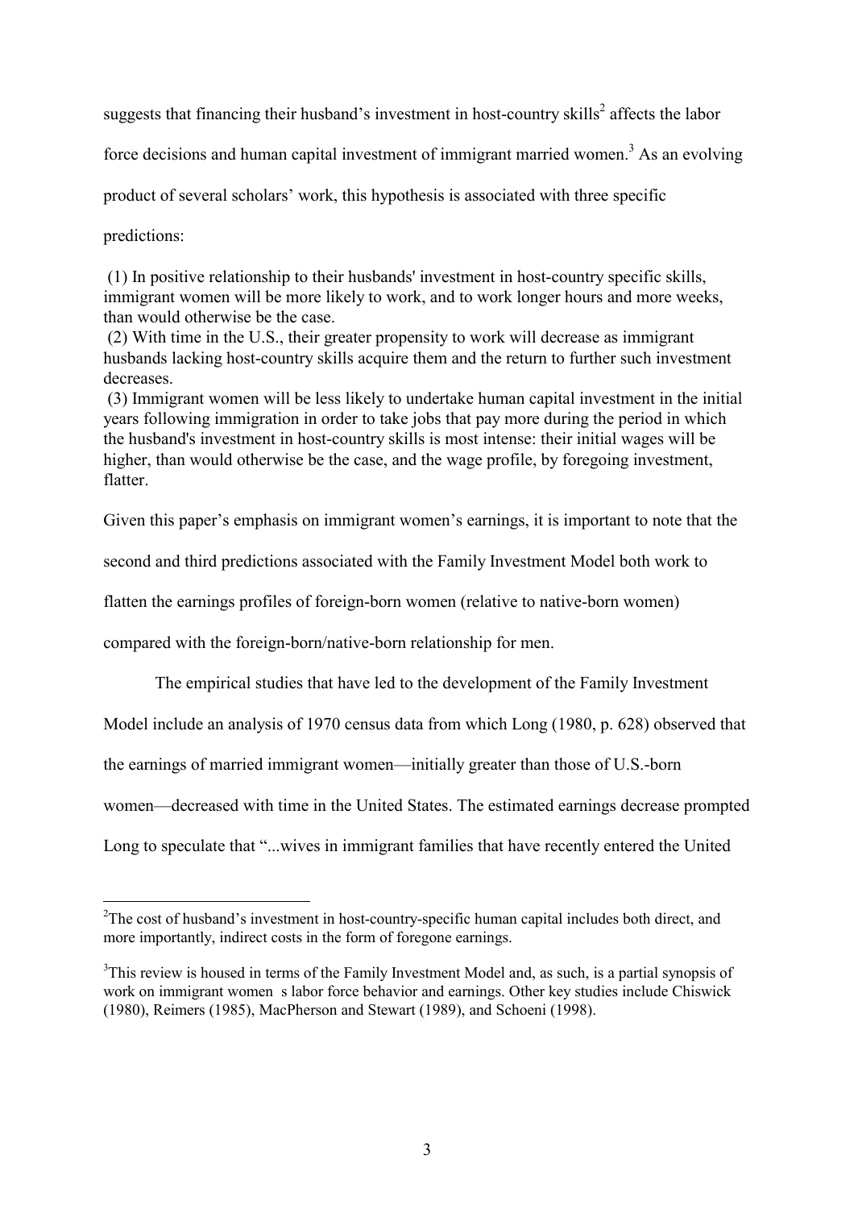suggests that financing their husband's investment in host-country skills[2] affects the labor force decisions and human capital investment of immigrant married women.[3] As an evolving product of several scholars' work, this hypothesis is associated with three specific predictions:

(1) In positive relationship to their husbands' investment in host-country specific skills, immigrant women will be more likely to work, and to work longer hours and more weeks, than would otherwise be the case.
(2) With time in the U.S., their greater propensity to work will decrease as immigrant husbands lacking host-country skills acquire them and the return to further such investment decreases.
(3) Immigrant women will be less likely to undertake human capital investment in the initial years following immigration in order to take jobs that pay more during the period in which the husband's investment in host-country skills is most intense: their initial wages will be higher, than would otherwise be the case, and the wage profile, by foregoing investment, flatter.

Given this paper's emphasis on immigrant women's earnings, it is important to note that the second and third predictions associated with the Family Investment Model both work to flatten the earnings profiles of foreign-born women (relative to native-born women) compared with the foreign-born/native-born relationship for men.

The empirical studies that have led to the development of the Family Investment Model include an analysis of 1970 census data from which Long (1980, p. 628) observed that the earnings of married immigrant women—initially greater than those of U.S.-born women—decreased with time in the United States. The estimated earnings decrease prompted Long to speculate that "...wives in immigrant families that have recently entered the United

[2]The cost of husband's investment in host-country-specific human capital includes both direct, and more importantly, indirect costs in the form of foregone earnings.

[3]This review is housed in terms of the Family Investment Model and, as such, is a partial synopsis of work on immigrant women s labor force behavior and earnings. Other key studies include Chiswick (1980), Reimers (1985), MacPherson and Stewart (1989), and Schoeni (1998).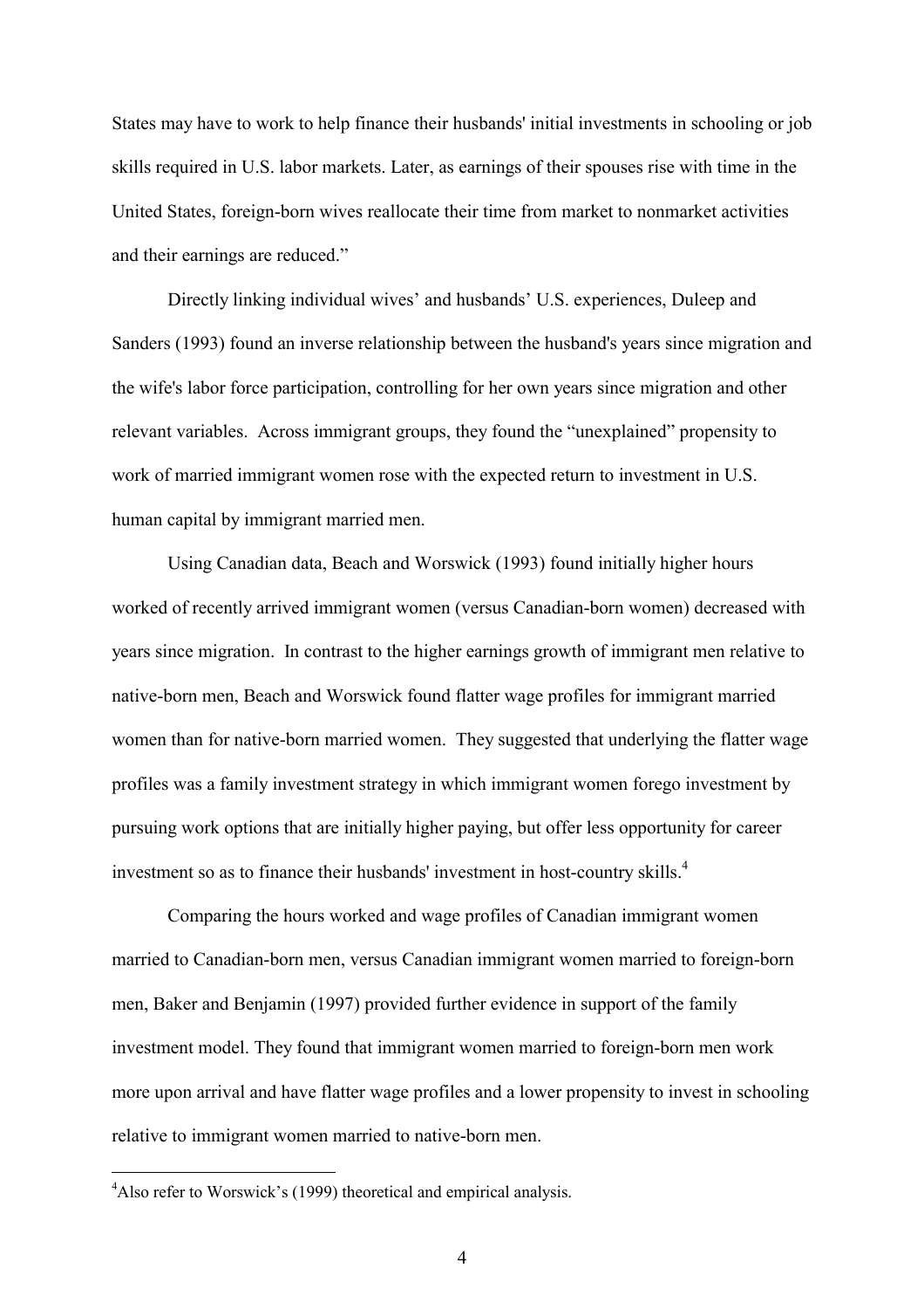States may have to work to help finance their husbands' initial investments in schooling or job skills required in U.S. labor markets. Later, as earnings of their spouses rise with time in the United States, foreign-born wives reallocate their time from market to nonmarket activities and their earnings are reduced."

Directly linking individual wives' and husbands' U.S. experiences, Duleep and Sanders (1993) found an inverse relationship between the husband's years since migration and the wife's labor force participation, controlling for her own years since migration and other relevant variables. Across immigrant groups, they found the "unexplained" propensity to work of married immigrant women rose with the expected return to investment in U.S. human capital by immigrant married men.

Using Canadian data, Beach and Worswick (1993) found initially higher hours worked of recently arrived immigrant women (versus Canadian-born women) decreased with years since migration. In contrast to the higher earnings growth of immigrant men relative to native-born men, Beach and Worswick found flatter wage profiles for immigrant married women than for native-born married women. They suggested that underlying the flatter wage profiles was a family investment strategy in which immigrant women forego investment by pursuing work options that are initially higher paying, but offer less opportunity for career investment so as to finance their husbands' investment in host-country skills.[4]

Comparing the hours worked and wage profiles of Canadian immigrant women married to Canadian-born men, versus Canadian immigrant women married to foreign-born men, Baker and Benjamin (1997) provided further evidence in support of the family investment model. They found that immigrant women married to foreign-born men work more upon arrival and have flatter wage profiles and a lower propensity to invest in schooling relative to immigrant women married to native-born men.

[4] Also refer to Worswick's (1999) theoretical and empirical analysis.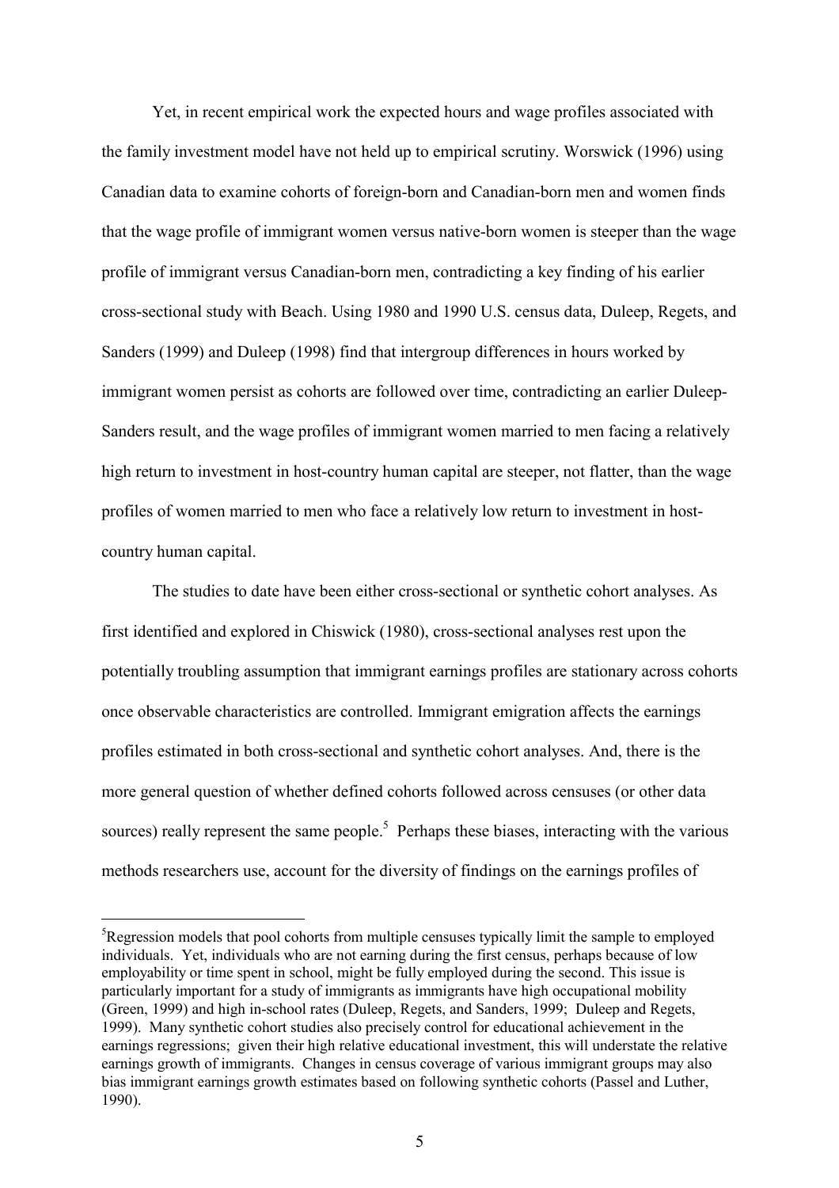Yet, in recent empirical work the expected hours and wage profiles associated with the family investment model have not held up to empirical scrutiny. Worswick (1996) using Canadian data to examine cohorts of foreign-born and Canadian-born men and women finds that the wage profile of immigrant women versus native-born women is steeper than the wage profile of immigrant versus Canadian-born men, contradicting a key finding of his earlier cross-sectional study with Beach. Using 1980 and 1990 U.S. census data, Duleep, Regets, and Sanders (1999) and Duleep (1998) find that intergroup differences in hours worked by immigrant women persist as cohorts are followed over time, contradicting an earlier Duleep-Sanders result, and the wage profiles of immigrant women married to men facing a relatively high return to investment in host-country human capital are steeper, not flatter, than the wage profiles of women married to men who face a relatively low return to investment in host-country human capital.

The studies to date have been either cross-sectional or synthetic cohort analyses. As first identified and explored in Chiswick (1980), cross-sectional analyses rest upon the potentially troubling assumption that immigrant earnings profiles are stationary across cohorts once observable characteristics are controlled. Immigrant emigration affects the earnings profiles estimated in both cross-sectional and synthetic cohort analyses. And, there is the more general question of whether defined cohorts followed across censuses (or other data sources) really represent the same people.[5] Perhaps these biases, interacting with the various methods researchers use, account for the diversity of findings on the earnings profiles of

[5]Regression models that pool cohorts from multiple censuses typically limit the sample to employed individuals. Yet, individuals who are not earning during the first census, perhaps because of low employability or time spent in school, might be fully employed during the second. This issue is particularly important for a study of immigrants as immigrants have high occupational mobility (Green, 1999) and high in-school rates (Duleep, Regets, and Sanders, 1999; Duleep and Regets, 1999). Many synthetic cohort studies also precisely control for educational achievement in the earnings regressions; given their high relative educational investment, this will understate the relative earnings growth of immigrants. Changes in census coverage of various immigrant groups may also bias immigrant earnings growth estimates based on following synthetic cohorts (Passel and Luther, 1990).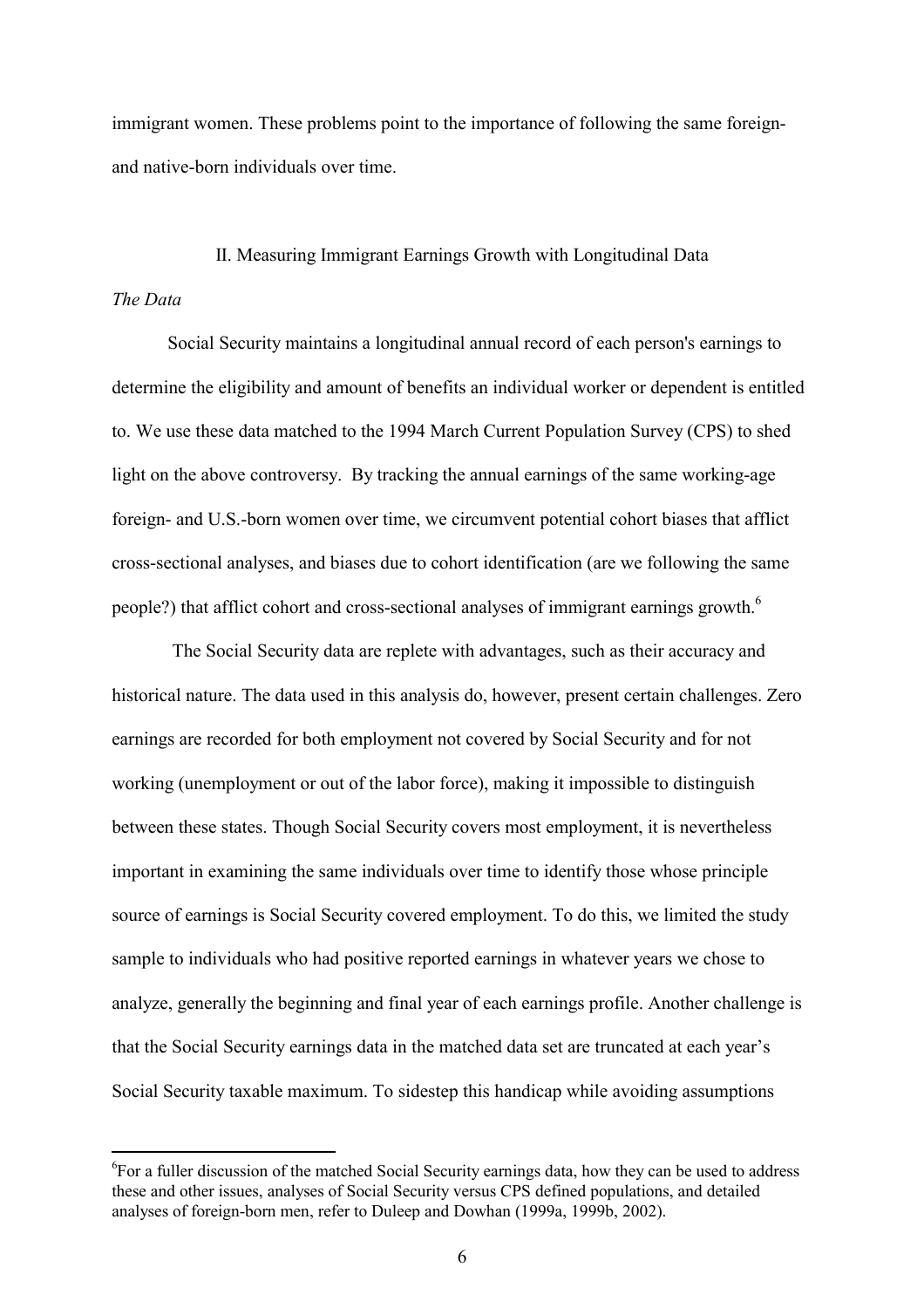immigrant women. These problems point to the importance of following the same foreign- and native-born individuals over time.

## II. Measuring Immigrant Earnings Growth with Longitudinal Data

*The Data*

Social Security maintains a longitudinal annual record of each person's earnings to determine the eligibility and amount of benefits an individual worker or dependent is entitled to. We use these data matched to the 1994 March Current Population Survey (CPS) to shed light on the above controversy. By tracking the annual earnings of the same working-age foreign- and U.S.-born women over time, we circumvent potential cohort biases that afflict cross-sectional analyses, and biases due to cohort identification (are we following the same people?) that afflict cohort and cross-sectional analyses of immigrant earnings growth.[6]

The Social Security data are replete with advantages, such as their accuracy and historical nature. The data used in this analysis do, however, present certain challenges. Zero earnings are recorded for both employment not covered by Social Security and for not working (unemployment or out of the labor force), making it impossible to distinguish between these states. Though Social Security covers most employment, it is nevertheless important in examining the same individuals over time to identify those whose principle source of earnings is Social Security covered employment. To do this, we limited the study sample to individuals who had positive reported earnings in whatever years we chose to analyze, generally the beginning and final year of each earnings profile. Another challenge is that the Social Security earnings data in the matched data set are truncated at each year's Social Security taxable maximum. To sidestep this handicap while avoiding assumptions

[6]For a fuller discussion of the matched Social Security earnings data, how they can be used to address these and other issues, analyses of Social Security versus CPS defined populations, and detailed analyses of foreign-born men, refer to Duleep and Dowhan (1999a, 1999b, 2002).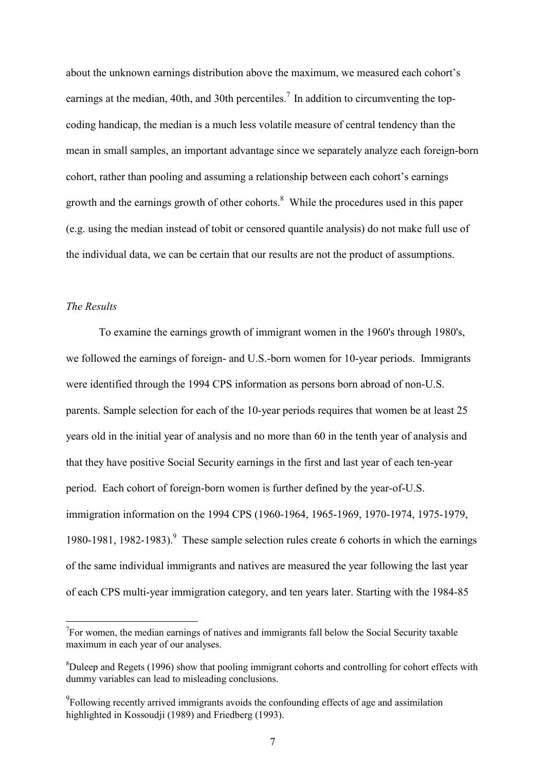about the unknown earnings distribution above the maximum, we measured each cohort's earnings at the median, 40th, and 30th percentiles.[7] In addition to circumventing the top-coding handicap, the median is a much less volatile measure of central tendency than the mean in small samples, an important advantage since we separately analyze each foreign-born cohort, rather than pooling and assuming a relationship between each cohort's earnings growth and the earnings growth of other cohorts.[8] While the procedures used in this paper (e.g. using the median instead of tobit or censored quantile analysis) do not make full use of the individual data, we can be certain that our results are not the product of assumptions.

*The Results*

To examine the earnings growth of immigrant women in the 1960's through 1980's, we followed the earnings of foreign- and U.S.-born women for 10-year periods. Immigrants were identified through the 1994 CPS information as persons born abroad of non-U.S. parents. Sample selection for each of the 10-year periods requires that women be at least 25 years old in the initial year of analysis and no more than 60 in the tenth year of analysis and that they have positive Social Security earnings in the first and last year of each ten-year period. Each cohort of foreign-born women is further defined by the year-of-U.S. immigration information on the 1994 CPS (1960-1964, 1965-1969, 1970-1974, 1975-1979, 1980-1981, 1982-1983).[9] These sample selection rules create 6 cohorts in which the earnings of the same individual immigrants and natives are measured the year following the last year of each CPS multi-year immigration category, and ten years later. Starting with the 1984-85

---

[7] For women, the median earnings of natives and immigrants fall below the Social Security taxable maximum in each year of our analyses.

[8] Duleep and Regets (1996) show that pooling immigrant cohorts and controlling for cohort effects with dummy variables can lead to misleading conclusions.

[9] Following recently arrived immigrants avoids the confounding effects of age and assimilation highlighted in Kossoudji (1989) and Friedberg (1993).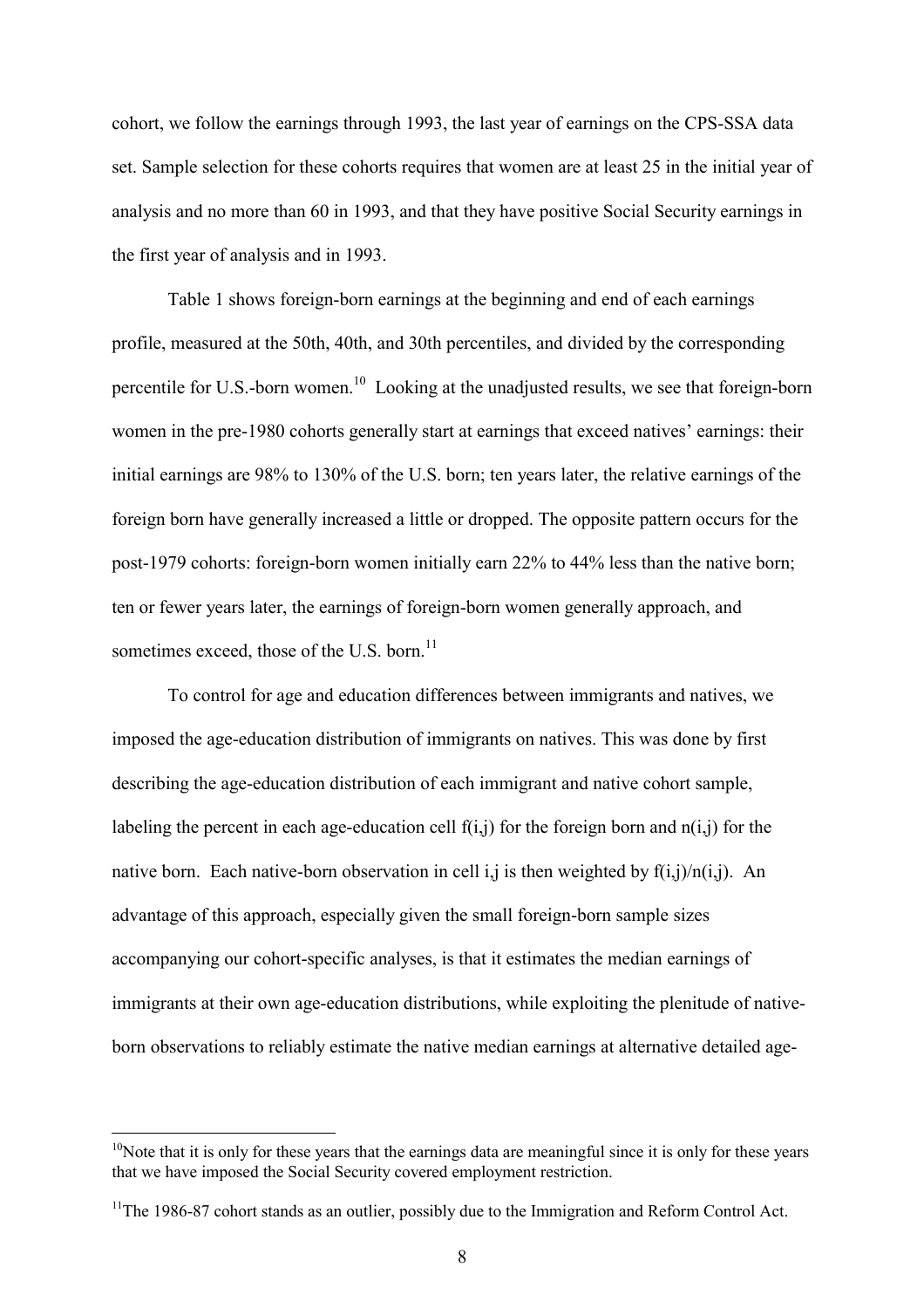cohort, we follow the earnings through 1993, the last year of earnings on the CPS-SSA data set. Sample selection for these cohorts requires that women are at least 25 in the initial year of analysis and no more than 60 in 1993, and that they have positive Social Security earnings in the first year of analysis and in 1993.

Table 1 shows foreign-born earnings at the beginning and end of each earnings profile, measured at the 50th, 40th, and 30th percentiles, and divided by the corresponding percentile for U.S.-born women.[10] Looking at the unadjusted results, we see that foreign-born women in the pre-1980 cohorts generally start at earnings that exceed natives' earnings: their initial earnings are 98% to 130% of the U.S. born; ten years later, the relative earnings of the foreign born have generally increased a little or dropped. The opposite pattern occurs for the post-1979 cohorts: foreign-born women initially earn 22% to 44% less than the native born; ten or fewer years later, the earnings of foreign-born women generally approach, and sometimes exceed, those of the U.S. born.[11]

To control for age and education differences between immigrants and natives, we imposed the age-education distribution of immigrants on natives. This was done by first describing the age-education distribution of each immigrant and native cohort sample, labeling the percent in each age-education cell $f(i,j)$ for the foreign born and $n(i,j)$ for the native born. Each native-born observation in cell $i,j$ is then weighted by $f(i,j)/n(i,j)$. An advantage of this approach, especially given the small foreign-born sample sizes accompanying our cohort-specific analyses, is that it estimates the median earnings of immigrants at their own age-education distributions, while exploiting the plenitude of native-born observations to reliably estimate the native median earnings at alternative detailed age-

---

[10] Note that it is only for these years that the earnings data are meaningful since it is only for these years that we have imposed the Social Security covered employment restriction.

[11] The 1986-87 cohort stands as an outlier, possibly due to the Immigration and Reform Control Act.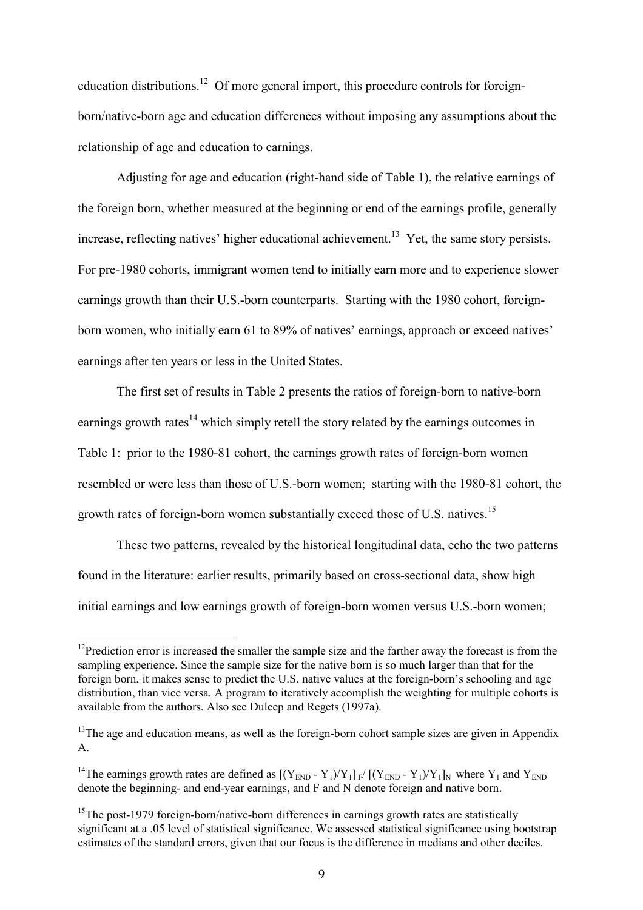education distributions.[12] Of more general import, this procedure controls for foreign-born/native-born age and education differences without imposing any assumptions about the relationship of age and education to earnings.

Adjusting for age and education (right-hand side of Table 1), the relative earnings of the foreign born, whether measured at the beginning or end of the earnings profile, generally increase, reflecting natives' higher educational achievement.[13] Yet, the same story persists. For pre-1980 cohorts, immigrant women tend to initially earn more and to experience slower earnings growth than their U.S.-born counterparts. Starting with the 1980 cohort, foreign-born women, who initially earn 61 to 89% of natives' earnings, approach or exceed natives' earnings after ten years or less in the United States.

The first set of results in Table 2 presents the ratios of foreign-born to native-born earnings growth rates[14] which simply retell the story related by the earnings outcomes in Table 1: prior to the 1980-81 cohort, the earnings growth rates of foreign-born women resembled or were less than those of U.S.-born women; starting with the 1980-81 cohort, the growth rates of foreign-born women substantially exceed those of U.S. natives.[15]

These two patterns, revealed by the historical longitudinal data, echo the two patterns found in the literature: earlier results, primarily based on cross-sectional data, show high initial earnings and low earnings growth of foreign-born women versus U.S.-born women;

---

[12] Prediction error is increased the smaller the sample size and the farther away the forecast is from the sampling experience. Since the sample size for the native born is so much larger than that for the foreign born, it makes sense to predict the U.S. native values at the foreign-born's schooling and age distribution, than vice versa. A program to iteratively accomplish the weighting for multiple cohorts is available from the authors. Also see Duleep and Regets (1997a).

[13] The age and education means, as well as the foreign-born cohort sample sizes are given in Appendix A.

[14] The earnings growth rates are defined as $[(Y_{END} - Y_1)/Y_1]_F / [(Y_{END} - Y_1)/Y_1]_N$ where $Y_1$ and $Y_{END}$ denote the beginning- and end-year earnings, and F and N denote foreign and native born.

[15] The post-1979 foreign-born/native-born differences in earnings growth rates are statistically significant at a .05 level of statistical significance. We assessed statistical significance using bootstrap estimates of the standard errors, given that our focus is the difference in medians and other deciles.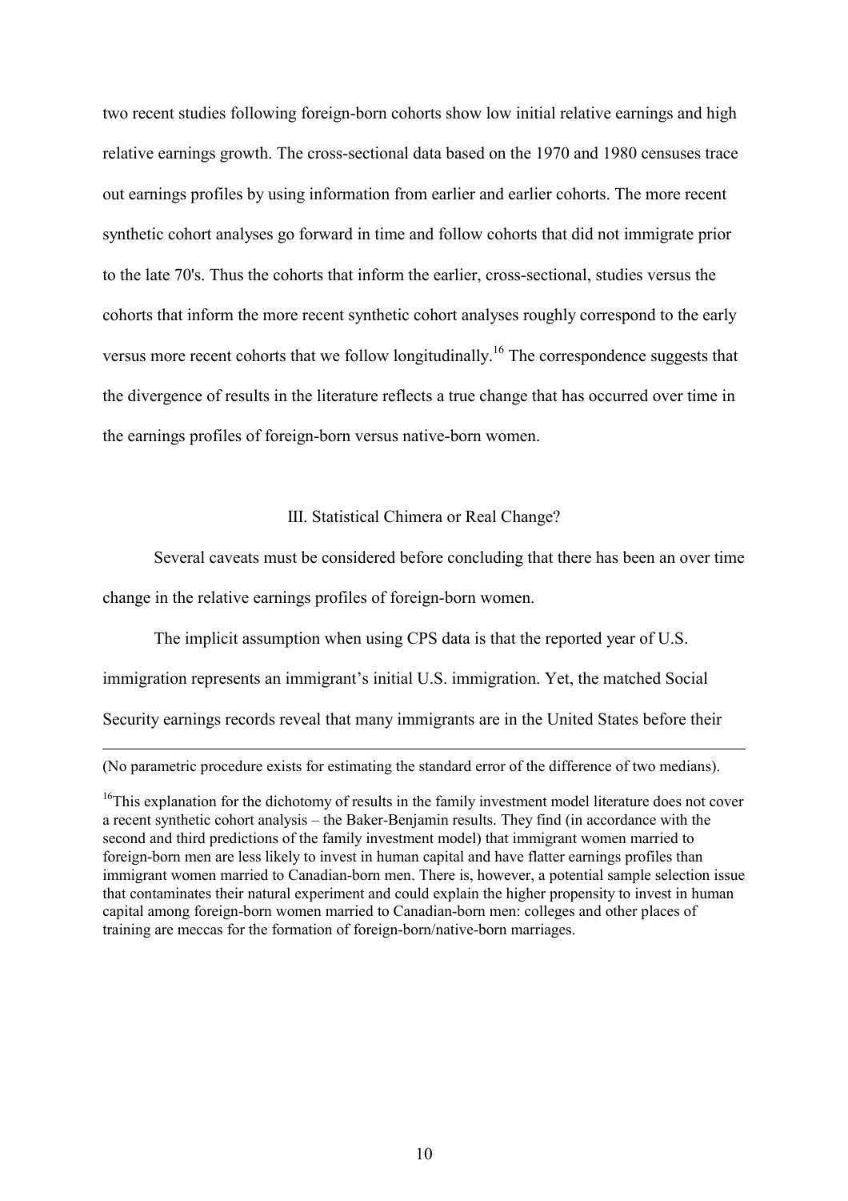two recent studies following foreign-born cohorts show low initial relative earnings and high relative earnings growth. The cross-sectional data based on the 1970 and 1980 censuses trace out earnings profiles by using information from earlier and earlier cohorts. The more recent synthetic cohort analyses go forward in time and follow cohorts that did not immigrate prior to the late 70's. Thus the cohorts that inform the earlier, cross-sectional, studies versus the cohorts that inform the more recent synthetic cohort analyses roughly correspond to the early versus more recent cohorts that we follow longitudinally.[16] The correspondence suggests that the divergence of results in the literature reflects a true change that has occurred over time in the earnings profiles of foreign-born versus native-born women.

## III. Statistical Chimera or Real Change?

Several caveats must be considered before concluding that there has been an over time change in the relative earnings profiles of foreign-born women.

The implicit assumption when using CPS data is that the reported year of U.S. immigration represents an immigrant's initial U.S. immigration. Yet, the matched Social Security earnings records reveal that many immigrants are in the United States before their

---

(No parametric procedure exists for estimating the standard error of the difference of two medians).

[16]This explanation for the dichotomy of results in the family investment model literature does not cover a recent synthetic cohort analysis – the Baker-Benjamin results. They find (in accordance with the second and third predictions of the family investment model) that immigrant women married to foreign-born men are less likely to invest in human capital and have flatter earnings profiles than immigrant women married to Canadian-born men. There is, however, a potential sample selection issue that contaminates their natural experiment and could explain the higher propensity to invest in human capital among foreign-born women married to Canadian-born men: colleges and other places of training are meccas for the formation of foreign-born/native-born marriages.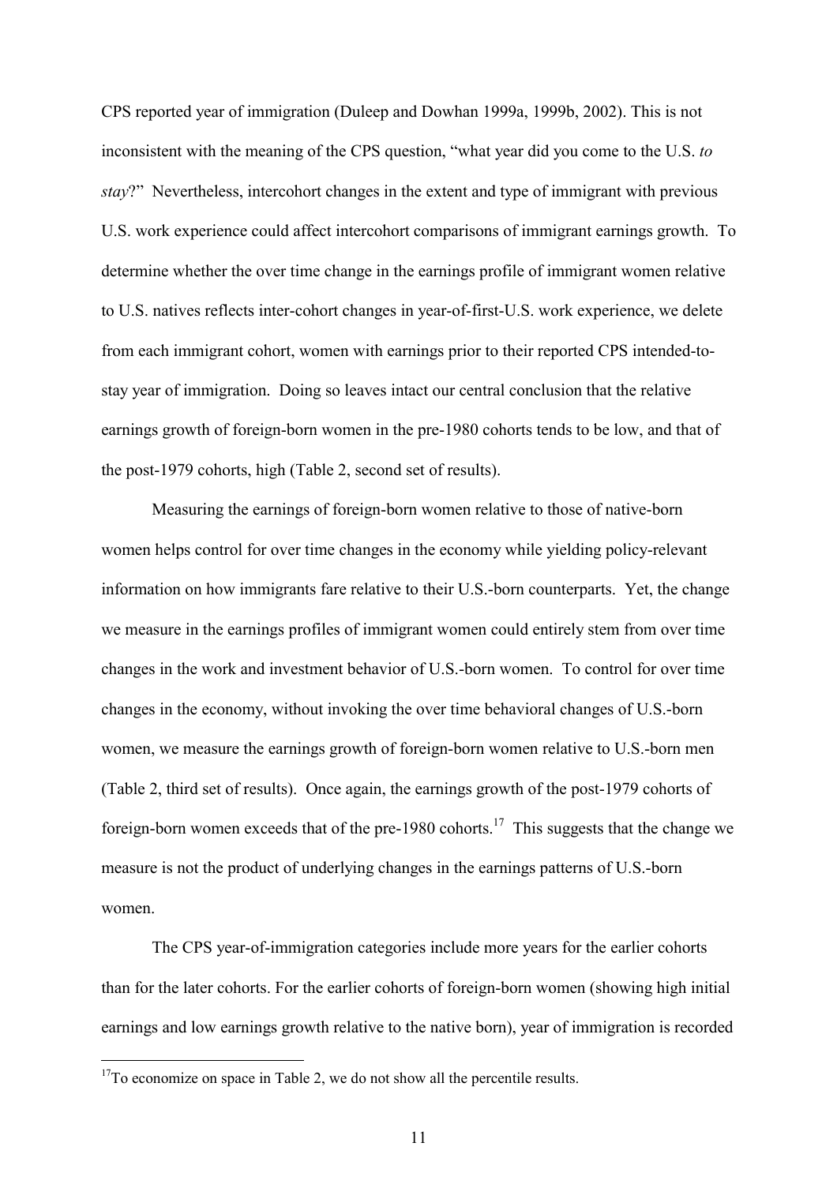CPS reported year of immigration (Duleep and Dowhan 1999a, 1999b, 2002). This is not inconsistent with the meaning of the CPS question, "what year did you come to the U.S. *to stay*?" Nevertheless, intercohort changes in the extent and type of immigrant with previous U.S. work experience could affect intercohort comparisons of immigrant earnings growth. To determine whether the over time change in the earnings profile of immigrant women relative to U.S. natives reflects inter-cohort changes in year-of-first-U.S. work experience, we delete from each immigrant cohort, women with earnings prior to their reported CPS intended-to-stay year of immigration. Doing so leaves intact our central conclusion that the relative earnings growth of foreign-born women in the pre-1980 cohorts tends to be low, and that of the post-1979 cohorts, high (Table 2, second set of results).

Measuring the earnings of foreign-born women relative to those of native-born women helps control for over time changes in the economy while yielding policy-relevant information on how immigrants fare relative to their U.S.-born counterparts. Yet, the change we measure in the earnings profiles of immigrant women could entirely stem from over time changes in the work and investment behavior of U.S.-born women. To control for over time changes in the economy, without invoking the over time behavioral changes of U.S.-born women, we measure the earnings growth of foreign-born women relative to U.S.-born men (Table 2, third set of results). Once again, the earnings growth of the post-1979 cohorts of foreign-born women exceeds that of the pre-1980 cohorts.[17] This suggests that the change we measure is not the product of underlying changes in the earnings patterns of U.S.-born women.

The CPS year-of-immigration categories include more years for the earlier cohorts than for the later cohorts. For the earlier cohorts of foreign-born women (showing high initial earnings and low earnings growth relative to the native born), year of immigration is recorded

[17] To economize on space in Table 2, we do not show all the percentile results.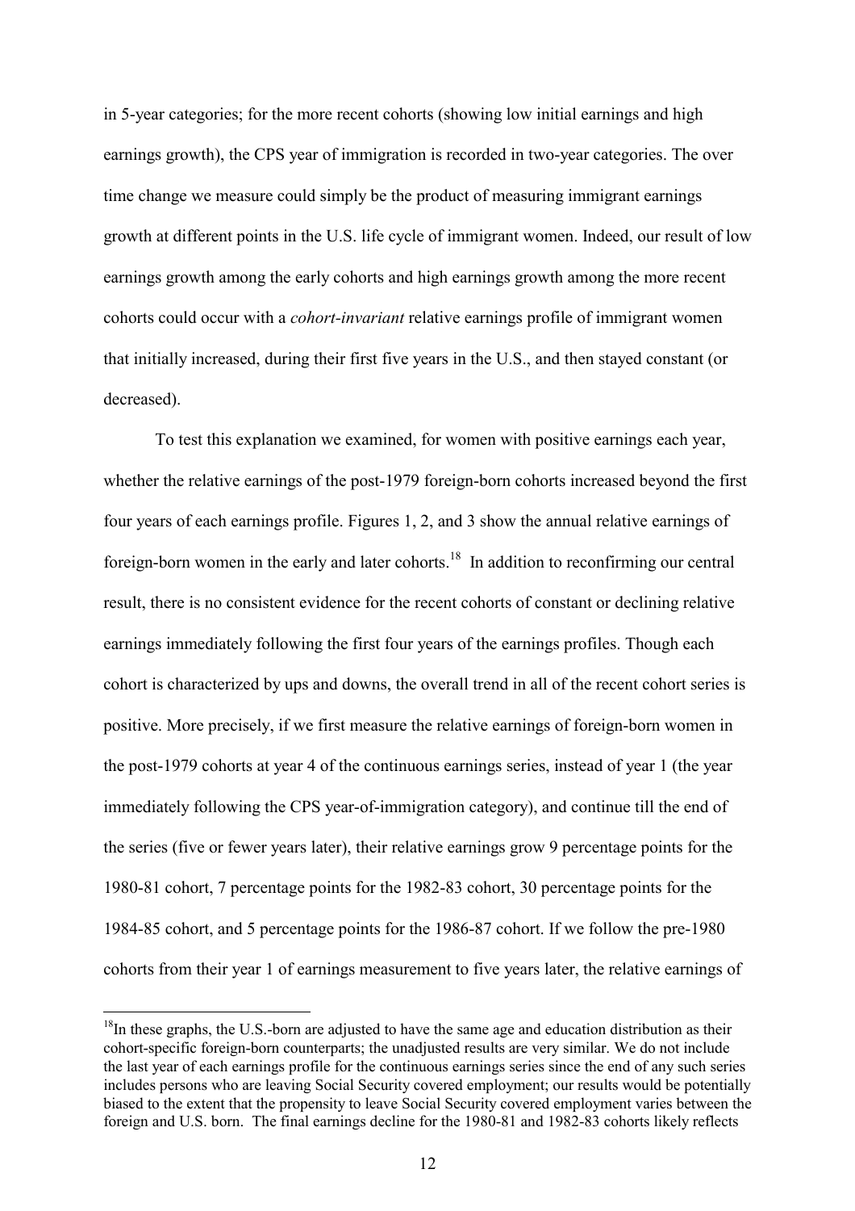in 5-year categories; for the more recent cohorts (showing low initial earnings and high earnings growth), the CPS year of immigration is recorded in two-year categories. The over time change we measure could simply be the product of measuring immigrant earnings growth at different points in the U.S. life cycle of immigrant women. Indeed, our result of low earnings growth among the early cohorts and high earnings growth among the more recent cohorts could occur with a *cohort-invariant* relative earnings profile of immigrant women that initially increased, during their first five years in the U.S., and then stayed constant (or decreased).

To test this explanation we examined, for women with positive earnings each year, whether the relative earnings of the post-1979 foreign-born cohorts increased beyond the first four years of each earnings profile. Figures 1, 2, and 3 show the annual relative earnings of foreign-born women in the early and later cohorts.[18] In addition to reconfirming our central result, there is no consistent evidence for the recent cohorts of constant or declining relative earnings immediately following the first four years of the earnings profiles. Though each cohort is characterized by ups and downs, the overall trend in all of the recent cohort series is positive. More precisely, if we first measure the relative earnings of foreign-born women in the post-1979 cohorts at year 4 of the continuous earnings series, instead of year 1 (the year immediately following the CPS year-of-immigration category), and continue till the end of the series (five or fewer years later), their relative earnings grow 9 percentage points for the 1980-81 cohort, 7 percentage points for the 1982-83 cohort, 30 percentage points for the 1984-85 cohort, and 5 percentage points for the 1986-87 cohort. If we follow the pre-1980 cohorts from their year 1 of earnings measurement to five years later, the relative earnings of

[18]In these graphs, the U.S.-born are adjusted to have the same age and education distribution as their cohort-specific foreign-born counterparts; the unadjusted results are very similar. We do not include the last year of each earnings profile for the continuous earnings series since the end of any such series includes persons who are leaving Social Security covered employment; our results would be potentially biased to the extent that the propensity to leave Social Security covered employment varies between the foreign and U.S. born. The final earnings decline for the 1980-81 and 1982-83 cohorts likely reflects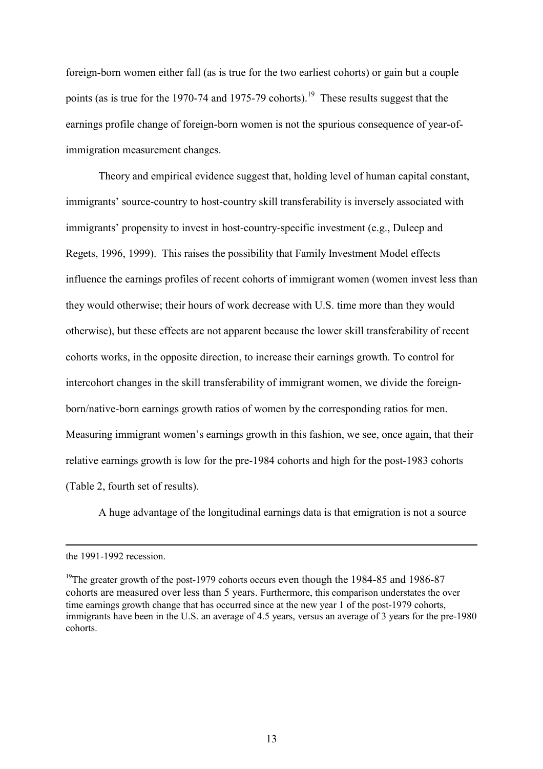foreign-born women either fall (as is true for the two earliest cohorts) or gain but a couple points (as is true for the 1970-74 and 1975-79 cohorts).[19] These results suggest that the earnings profile change of foreign-born women is not the spurious consequence of year-of-immigration measurement changes.

Theory and empirical evidence suggest that, holding level of human capital constant, immigrants' source-country to host-country skill transferability is inversely associated with immigrants' propensity to invest in host-country-specific investment (e.g., Duleep and Regets, 1996, 1999). This raises the possibility that Family Investment Model effects influence the earnings profiles of recent cohorts of immigrant women (women invest less than they would otherwise; their hours of work decrease with U.S. time more than they would otherwise), but these effects are not apparent because the lower skill transferability of recent cohorts works, in the opposite direction, to increase their earnings growth. To control for intercohort changes in the skill transferability of immigrant women, we divide the foreign-born/native-born earnings growth ratios of women by the corresponding ratios for men. Measuring immigrant women's earnings growth in this fashion, we see, once again, that their relative earnings growth is low for the pre-1984 cohorts and high for the post-1983 cohorts (Table 2, fourth set of results).

A huge advantage of the longitudinal earnings data is that emigration is not a source

---

the 1991-1992 recession.

[19]The greater growth of the post-1979 cohorts occurs even though the 1984-85 and 1986-87 cohorts are measured over less than 5 years. Furthermore, this comparison understates the over time earnings growth change that has occurred since at the new year 1 of the post-1979 cohorts, immigrants have been in the U.S. an average of 4.5 years, versus an average of 3 years for the pre-1980 cohorts.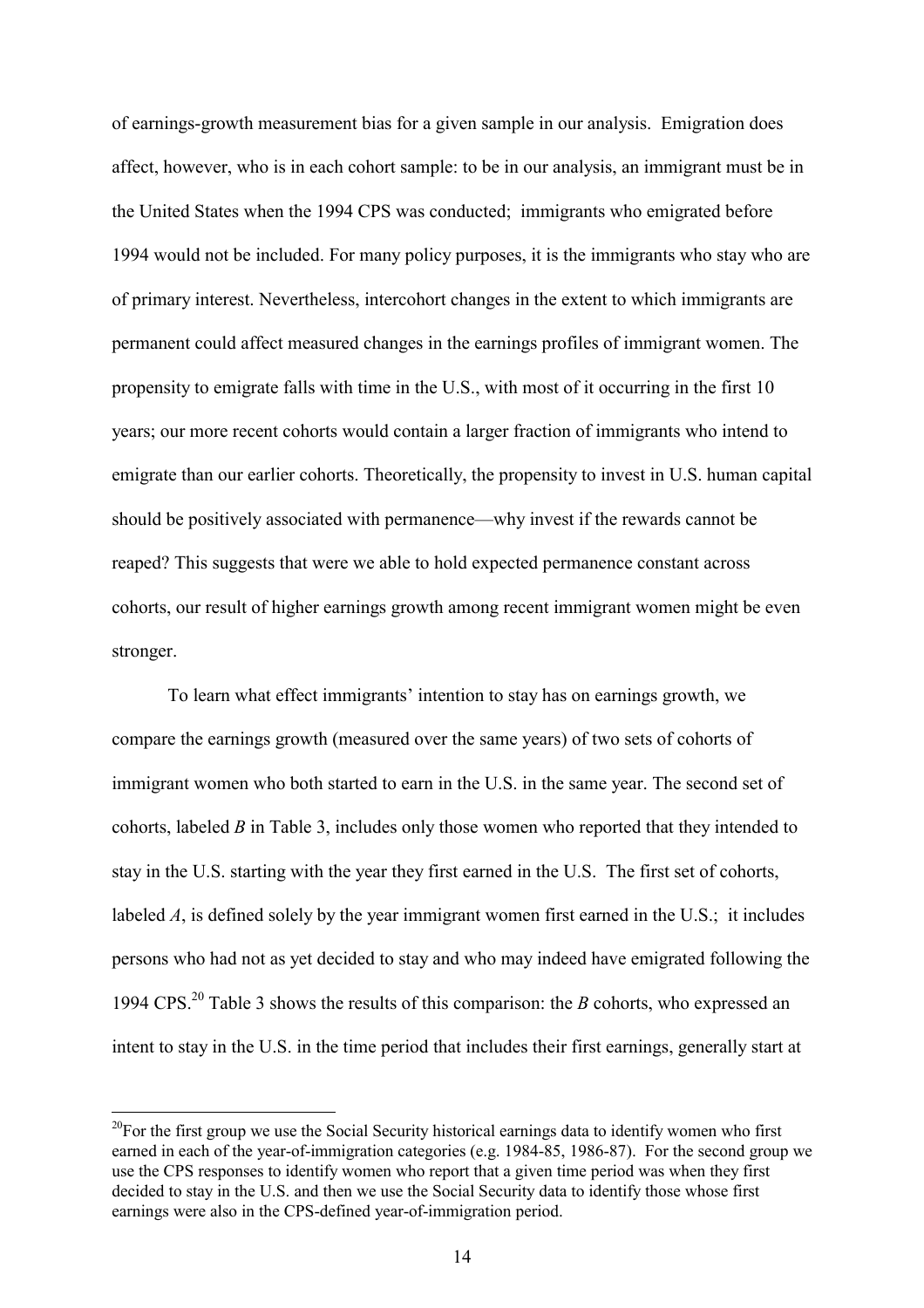of earnings-growth measurement bias for a given sample in our analysis. Emigration does affect, however, who is in each cohort sample: to be in our analysis, an immigrant must be in the United States when the 1994 CPS was conducted; immigrants who emigrated before 1994 would not be included. For many policy purposes, it is the immigrants who stay who are of primary interest. Nevertheless, intercohort changes in the extent to which immigrants are permanent could affect measured changes in the earnings profiles of immigrant women. The propensity to emigrate falls with time in the U.S., with most of it occurring in the first 10 years; our more recent cohorts would contain a larger fraction of immigrants who intend to emigrate than our earlier cohorts. Theoretically, the propensity to invest in U.S. human capital should be positively associated with permanence—why invest if the rewards cannot be reaped? This suggests that were we able to hold expected permanence constant across cohorts, our result of higher earnings growth among recent immigrant women might be even stronger.

To learn what effect immigrants' intention to stay has on earnings growth, we compare the earnings growth (measured over the same years) of two sets of cohorts of immigrant women who both started to earn in the U.S. in the same year. The second set of cohorts, labeled *B* in Table 3, includes only those women who reported that they intended to stay in the U.S. starting with the year they first earned in the U.S. The first set of cohorts, labeled *A*, is defined solely by the year immigrant women first earned in the U.S.; it includes persons who had not as yet decided to stay and who may indeed have emigrated following the 1994 CPS.[20] Table 3 shows the results of this comparison: the *B* cohorts, who expressed an intent to stay in the U.S. in the time period that includes their first earnings, generally start at

[20]For the first group we use the Social Security historical earnings data to identify women who first earned in each of the year-of-immigration categories (e.g. 1984-85, 1986-87). For the second group we use the CPS responses to identify women who report that a given time period was when they first decided to stay in the U.S. and then we use the Social Security data to identify those whose first earnings were also in the CPS-defined year-of-immigration period.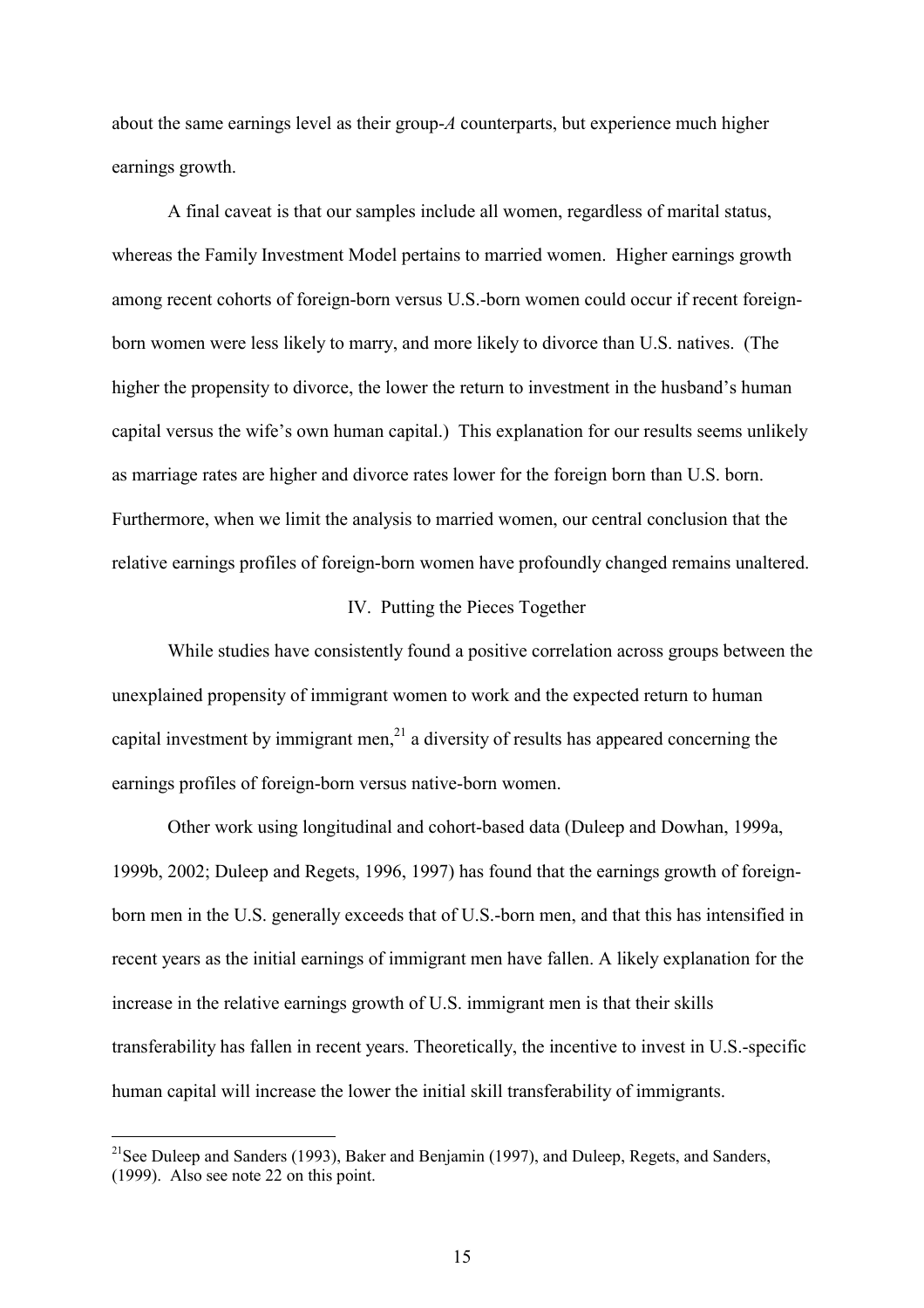about the same earnings level as their group-*A* counterparts, but experience much higher earnings growth.

A final caveat is that our samples include all women, regardless of marital status, whereas the Family Investment Model pertains to married women. Higher earnings growth among recent cohorts of foreign-born versus U.S.-born women could occur if recent foreign-born women were less likely to marry, and more likely to divorce than U.S. natives. (The higher the propensity to divorce, the lower the return to investment in the husband's human capital versus the wife's own human capital.) This explanation for our results seems unlikely as marriage rates are higher and divorce rates lower for the foreign born than U.S. born. Furthermore, when we limit the analysis to married women, our central conclusion that the relative earnings profiles of foreign-born women have profoundly changed remains unaltered.

## IV. Putting the Pieces Together

While studies have consistently found a positive correlation across groups between the unexplained propensity of immigrant women to work and the expected return to human capital investment by immigrant men,[21] a diversity of results has appeared concerning the earnings profiles of foreign-born versus native-born women.

Other work using longitudinal and cohort-based data (Duleep and Dowhan, 1999a, 1999b, 2002; Duleep and Regets, 1996, 1997) has found that the earnings growth of foreign-born men in the U.S. generally exceeds that of U.S.-born men, and that this has intensified in recent years as the initial earnings of immigrant men have fallen. A likely explanation for the increase in the relative earnings growth of U.S. immigrant men is that their skills transferability has fallen in recent years. Theoretically, the incentive to invest in U.S.-specific human capital will increase the lower the initial skill transferability of immigrants.

---

[21]See Duleep and Sanders (1993), Baker and Benjamin (1997), and Duleep, Regets, and Sanders, (1999). Also see note 22 on this point.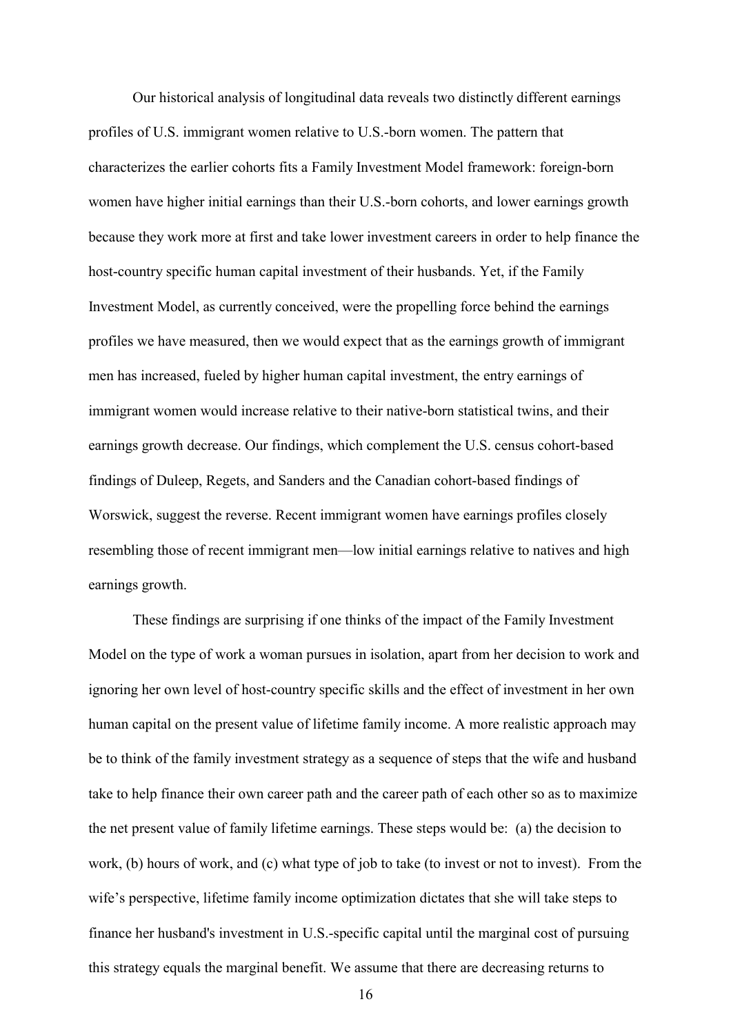Our historical analysis of longitudinal data reveals two distinctly different earnings profiles of U.S. immigrant women relative to U.S.-born women. The pattern that characterizes the earlier cohorts fits a Family Investment Model framework: foreign-born women have higher initial earnings than their U.S.-born cohorts, and lower earnings growth because they work more at first and take lower investment careers in order to help finance the host-country specific human capital investment of their husbands. Yet, if the Family Investment Model, as currently conceived, were the propelling force behind the earnings profiles we have measured, then we would expect that as the earnings growth of immigrant men has increased, fueled by higher human capital investment, the entry earnings of immigrant women would increase relative to their native-born statistical twins, and their earnings growth decrease. Our findings, which complement the U.S. census cohort-based findings of Duleep, Regets, and Sanders and the Canadian cohort-based findings of Worswick, suggest the reverse. Recent immigrant women have earnings profiles closely resembling those of recent immigrant men—low initial earnings relative to natives and high earnings growth.

These findings are surprising if one thinks of the impact of the Family Investment Model on the type of work a woman pursues in isolation, apart from her decision to work and ignoring her own level of host-country specific skills and the effect of investment in her own human capital on the present value of lifetime family income. A more realistic approach may be to think of the family investment strategy as a sequence of steps that the wife and husband take to help finance their own career path and the career path of each other so as to maximize the net present value of family lifetime earnings. These steps would be: (a) the decision to work, (b) hours of work, and (c) what type of job to take (to invest or not to invest). From the wife's perspective, lifetime family income optimization dictates that she will take steps to finance her husband's investment in U.S.-specific capital until the marginal cost of pursuing this strategy equals the marginal benefit. We assume that there are decreasing returns to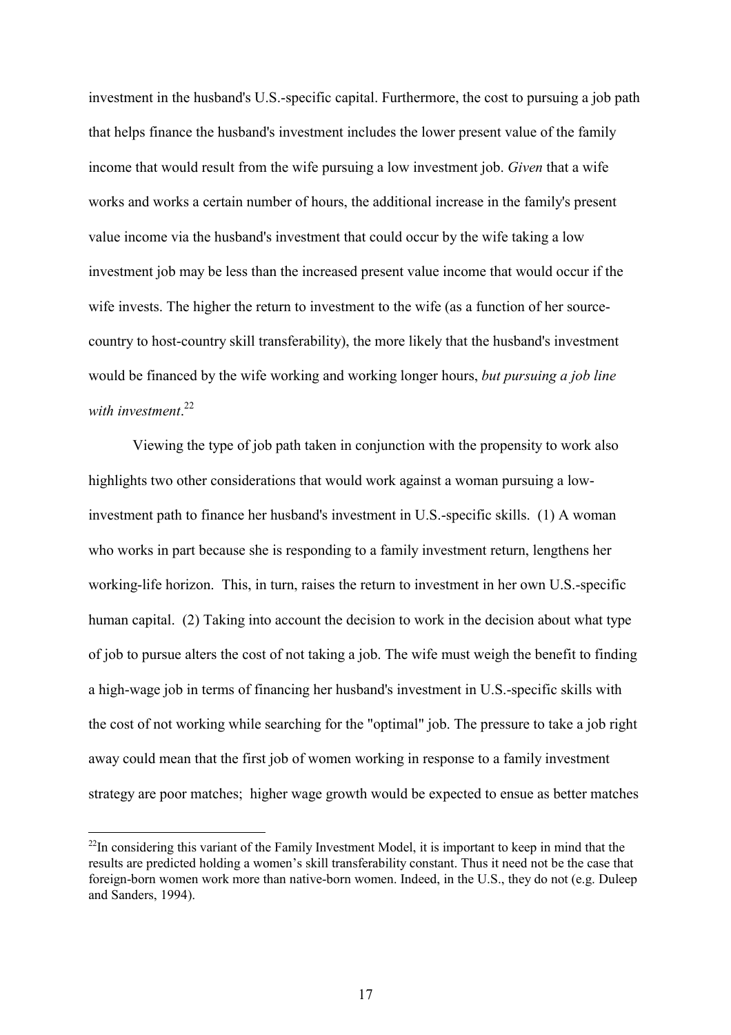investment in the husband's U.S.-specific capital. Furthermore, the cost to pursuing a job path that helps finance the husband's investment includes the lower present value of the family income that would result from the wife pursuing a low investment job. *Given* that a wife works and works a certain number of hours, the additional increase in the family's present value income via the husband's investment that could occur by the wife taking a low investment job may be less than the increased present value income that would occur if the wife invests. The higher the return to investment to the wife (as a function of her source-country to host-country skill transferability), the more likely that the husband's investment would be financed by the wife working and working longer hours, *but pursuing a job line with investment*.[22]

Viewing the type of job path taken in conjunction with the propensity to work also highlights two other considerations that would work against a woman pursuing a low-investment path to finance her husband's investment in U.S.-specific skills. (1) A woman who works in part because she is responding to a family investment return, lengthens her working-life horizon. This, in turn, raises the return to investment in her own U.S.-specific human capital. (2) Taking into account the decision to work in the decision about what type of job to pursue alters the cost of not taking a job. The wife must weigh the benefit to finding a high-wage job in terms of financing her husband's investment in U.S.-specific skills with the cost of not working while searching for the "optimal" job. The pressure to take a job right away could mean that the first job of women working in response to a family investment strategy are poor matches; higher wage growth would be expected to ensue as better matches

---

[22]In considering this variant of the Family Investment Model, it is important to keep in mind that the results are predicted holding a women's skill transferability constant. Thus it need not be the case that foreign-born women work more than native-born women. Indeed, in the U.S., they do not (e.g. Duleep and Sanders, 1994).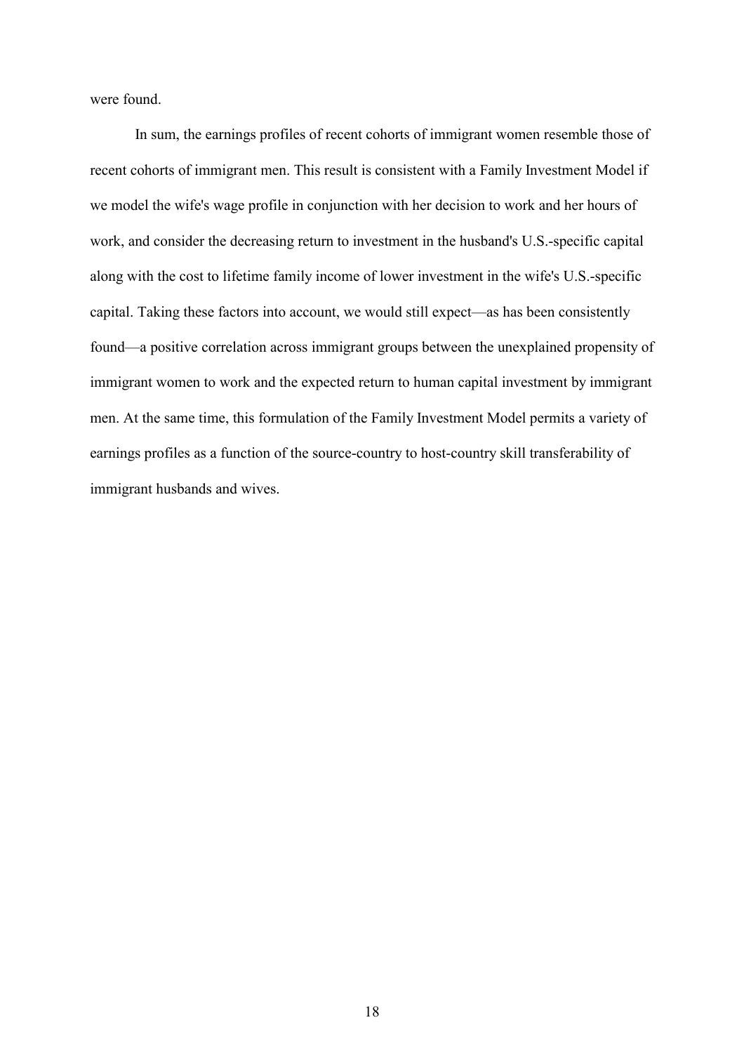were found.

In sum, the earnings profiles of recent cohorts of immigrant women resemble those of recent cohorts of immigrant men. This result is consistent with a Family Investment Model if we model the wife's wage profile in conjunction with her decision to work and her hours of work, and consider the decreasing return to investment in the husband's U.S.-specific capital along with the cost to lifetime family income of lower investment in the wife's U.S.-specific capital. Taking these factors into account, we would still expect—as has been consistently found—a positive correlation across immigrant groups between the unexplained propensity of immigrant women to work and the expected return to human capital investment by immigrant men. At the same time, this formulation of the Family Investment Model permits a variety of earnings profiles as a function of the source-country to host-country skill transferability of immigrant husbands and wives.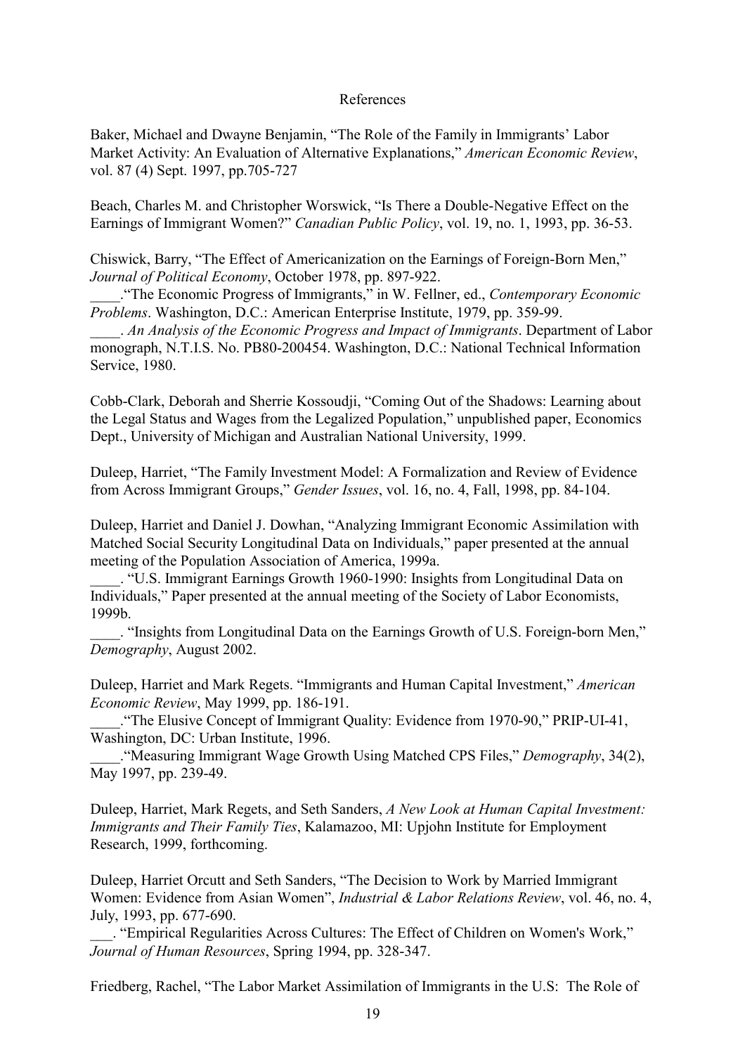References

Baker, Michael and Dwayne Benjamin, "The Role of the Family in Immigrants' Labor Market Activity: An Evaluation of Alternative Explanations," *American Economic Review*, vol. 87 (4) Sept. 1997, pp.705-727

Beach, Charles M. and Christopher Worswick, "Is There a Double-Negative Effect on the Earnings of Immigrant Women?" *Canadian Public Policy*, vol. 19, no. 1, 1993, pp. 36-53.

Chiswick, Barry, "The Effect of Americanization on the Earnings of Foreign-Born Men," *Journal of Political Economy*, October 1978, pp. 897-922.
____."The Economic Progress of Immigrants," in W. Fellner, ed., *Contemporary Economic Problems*. Washington, D.C.: American Enterprise Institute, 1979, pp. 359-99.
____. *An Analysis of the Economic Progress and Impact of Immigrants*. Department of Labor monograph, N.T.I.S. No. PB80-200454. Washington, D.C.: National Technical Information Service, 1980.

Cobb-Clark, Deborah and Sherrie Kossoudji, "Coming Out of the Shadows: Learning about the Legal Status and Wages from the Legalized Population," unpublished paper, Economics Dept., University of Michigan and Australian National University, 1999.

Duleep, Harriet, "The Family Investment Model: A Formalization and Review of Evidence from Across Immigrant Groups," *Gender Issues*, vol. 16, no. 4, Fall, 1998, pp. 84-104.

Duleep, Harriet and Daniel J. Dowhan, "Analyzing Immigrant Economic Assimilation with Matched Social Security Longitudinal Data on Individuals," paper presented at the annual meeting of the Population Association of America, 1999a.
____. "U.S. Immigrant Earnings Growth 1960-1990: Insights from Longitudinal Data on Individuals," Paper presented at the annual meeting of the Society of Labor Economists, 1999b.
____. "Insights from Longitudinal Data on the Earnings Growth of U.S. Foreign-born Men," *Demography*, August 2002.

Duleep, Harriet and Mark Regets. "Immigrants and Human Capital Investment," *American Economic Review*, May 1999, pp. 186-191.
____."The Elusive Concept of Immigrant Quality: Evidence from 1970-90," PRIP-UI-41, Washington, DC: Urban Institute, 1996.
____."Measuring Immigrant Wage Growth Using Matched CPS Files," *Demography*, 34(2), May 1997, pp. 239-49.

Duleep, Harriet, Mark Regets, and Seth Sanders, *A New Look at Human Capital Investment: Immigrants and Their Family Ties*, Kalamazoo, MI: Upjohn Institute for Employment Research, 1999, forthcoming.

Duleep, Harriet Orcutt and Seth Sanders, "The Decision to Work by Married Immigrant Women: Evidence from Asian Women", *Industrial & Labor Relations Review*, vol. 46, no. 4, July, 1993, pp. 677-690.
___. "Empirical Regularities Across Cultures: The Effect of Children on Women's Work," *Journal of Human Resources*, Spring 1994, pp. 328-347.

Friedberg, Rachel, "The Labor Market Assimilation of Immigrants in the U.S: The Role of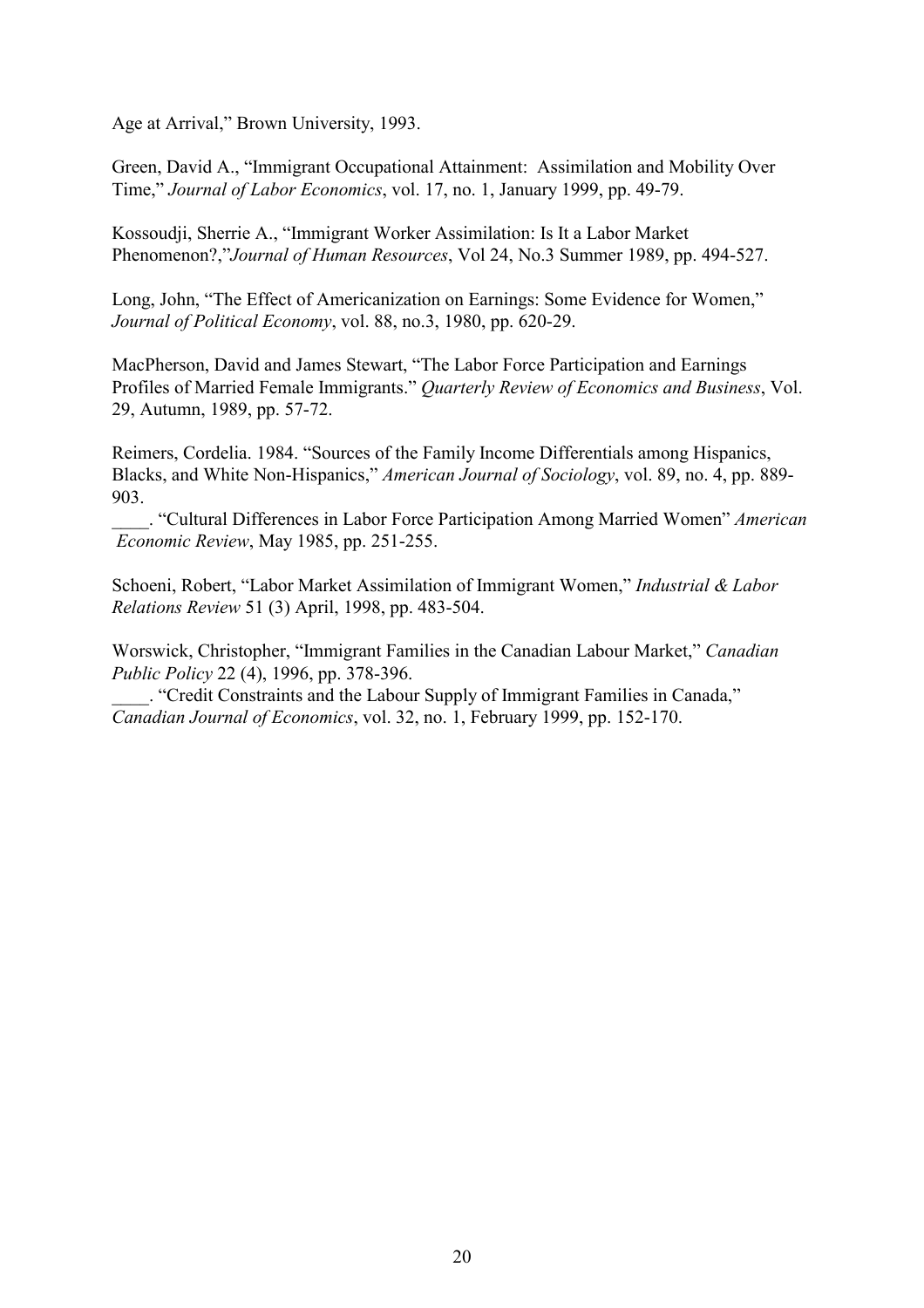Age at Arrival," Brown University, 1993.

Green, David A., "Immigrant Occupational Attainment: Assimilation and Mobility Over Time," *Journal of Labor Economics*, vol. 17, no. 1, January 1999, pp. 49-79.

Kossoudji, Sherrie A., "Immigrant Worker Assimilation: Is It a Labor Market Phenomenon?,"*Journal of Human Resources*, Vol 24, No.3 Summer 1989, pp. 494-527.

Long, John, "The Effect of Americanization on Earnings: Some Evidence for Women," *Journal of Political Economy*, vol. 88, no.3, 1980, pp. 620-29.

MacPherson, David and James Stewart, "The Labor Force Participation and Earnings Profiles of Married Female Immigrants." *Quarterly Review of Economics and Business*, Vol. 29, Autumn, 1989, pp. 57-72.

Reimers, Cordelia. 1984. "Sources of the Family Income Differentials among Hispanics, Blacks, and White Non-Hispanics," *American Journal of Sociology*, vol. 89, no. 4, pp. 889-903.
____. "Cultural Differences in Labor Force Participation Among Married Women" *American Economic Review*, May 1985, pp. 251-255.

Schoeni, Robert, "Labor Market Assimilation of Immigrant Women," *Industrial & Labor Relations Review* 51 (3) April, 1998, pp. 483-504.

Worswick, Christopher, "Immigrant Families in the Canadian Labour Market," *Canadian Public Policy* 22 (4), 1996, pp. 378-396.
____. "Credit Constraints and the Labour Supply of Immigrant Families in Canada," *Canadian Journal of Economics*, vol. 32, no. 1, February 1999, pp. 152-170.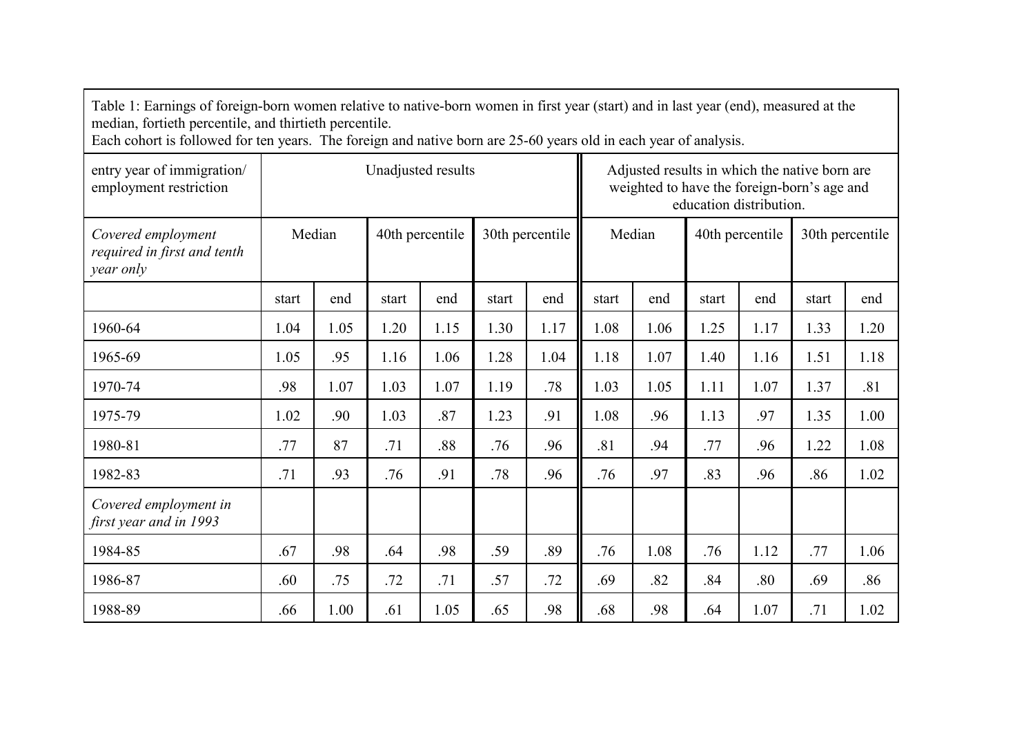Table 1: Earnings of foreign-born women relative to native-born women in first year (start) and in last year (end), measured at the median, fortieth percentile, and thirtieth percentile.
Each cohort is followed for ten years. The foreign and native born are 25-60 years old in each year of analysis.

| entry year of immigration/ employment restriction | Unadjusted results | | | | | | Adjusted results in which the native born are weighted to have the foreign-born's age and education distribution. | | | | | |
|---|---|---|---|---|---|---|---|---|---|---|---|---|
| *Covered employment required in first and tenth year only* | Median | | 40th percentile | | 30th percentile | | Median | | 40th percentile | | 30th percentile | |
| | start | end | start | end | start | end | start | end | start | end | start | end |
| 1960-64 | 1.04 | 1.05 | 1.20 | 1.15 | 1.30 | 1.17 | 1.08 | 1.06 | 1.25 | 1.17 | 1.33 | 1.20 |
| 1965-69 | 1.05 | .95 | 1.16 | 1.06 | 1.28 | 1.04 | 1.18 | 1.07 | 1.40 | 1.16 | 1.51 | 1.18 |
| 1970-74 | .98 | 1.07 | 1.03 | 1.07 | 1.19 | .78 | 1.03 | 1.05 | 1.11 | 1.07 | 1.37 | .81 |
| 1975-79 | 1.02 | .90 | 1.03 | .87 | 1.23 | .91 | 1.08 | .96 | 1.13 | .97 | 1.35 | 1.00 |
| 1980-81 | .77 | 87 | .71 | .88 | .76 | .96 | .81 | .94 | .77 | .96 | 1.22 | 1.08 |
| 1982-83 | .71 | .93 | .76 | .91 | .78 | .96 | .76 | .97 | .83 | .96 | .86 | 1.02 |
| *Covered employment in first year and in 1993* | | | | | | | | | | | | |
| 1984-85 | .67 | .98 | .64 | .98 | .59 | .89 | .76 | 1.08 | .76 | 1.12 | .77 | 1.06 |
| 1986-87 | .60 | .75 | .72 | .71 | .57 | .72 | .69 | .82 | .84 | .80 | .69 | .86 |
| 1988-89 | .66 | 1.00 | .61 | 1.05 | .65 | .98 | .68 | .98 | .64 | 1.07 | .71 | 1.02 |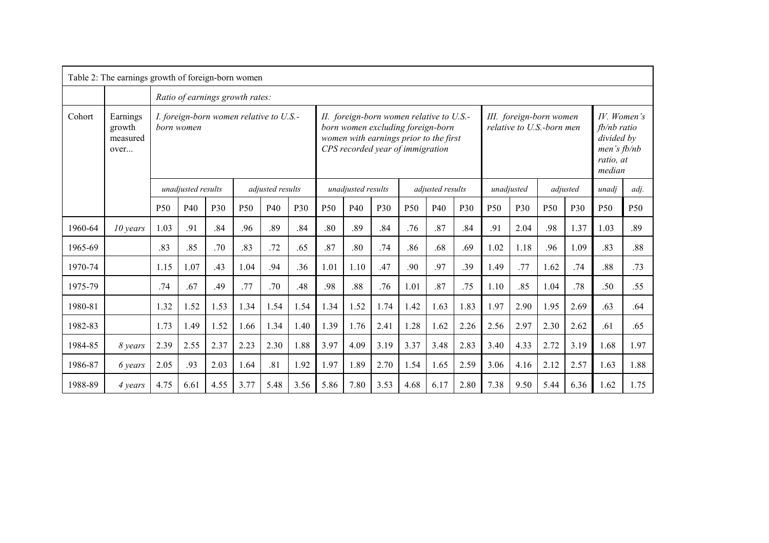| Table 2: The earnings growth of foreign-born women | | | | | | | | | | | | | | | | | | | | | |
|---|---|---|---|---|---|---|---|---|---|---|---|---|---|---|---|---|---|---|---|---|---|
| | | *Ratio of earnings growth rates:* | | | | | | | | | | | | | | | | | | | |
| Cohort | Earnings growth measured over... | *I. foreign-born women relative to U.S.-born women* | | | | | | *II. foreign-born women relative to U.S.-born women excluding foreign-born women with earnings prior to the first CPS recorded year of immigration* | | | | | | *III. foreign-born women relative to U.S.-born men* | | | | *IV. Women's fb/nb ratio divided by men's fb/nb ratio, at median* | |
| | | *unadjusted results* | | | *adjusted results* | | | *unadjusted results* | | | *adjusted results* | | | *unadjusted* | | *adjusted* | | *unadj* | *adj.* |
| | | P50 | P40 | P30 | P50 | P40 | P30 | P50 | P40 | P30 | P50 | P40 | P30 | P50 | P30 | P50 | P30 | P50 | P50 |
| 1960-64 | *10 years* | 1.03 | .91 | .84 | .96 | .89 | .84 | .80 | .89 | .84 | .76 | .87 | .84 | .91 | 2.04 | .98 | 1.37 | 1.03 | .89 |
| 1965-69 | | .83 | .85 | .70 | .83 | .72 | .65 | .87 | .80 | .74 | .86 | .68 | .69 | 1.02 | 1.18 | .96 | 1.09 | .83 | .88 |
| 1970-74 | | 1.15 | 1.07 | .43 | 1.04 | .94 | .36 | 1.01 | 1.10 | .47 | .90 | .97 | .39 | 1.49 | .77 | 1.62 | .74 | .88 | .73 |
| 1975-79 | | .74 | .67 | .49 | .77 | .70 | .48 | .98 | .88 | .76 | 1.01 | .87 | .75 | 1.10 | .85 | 1.04 | .78 | .50 | .55 |
| 1980-81 | | 1.32 | 1.52 | 1.53 | 1.34 | 1.54 | 1.54 | 1.34 | 1.52 | 1.74 | 1.42 | 1.63 | 1.83 | 1.97 | 2.90 | 1.95 | 2.69 | .63 | .64 |
| 1982-83 | | 1.73 | 1.49 | 1.52 | 1.66 | 1.34 | 1.40 | 1.39 | 1.76 | 2.41 | 1.28 | 1.62 | 2.26 | 2.56 | 2.97 | 2.30 | 2.62 | .61 | .65 |
| 1984-85 | *8 years* | 2.39 | 2.55 | 2.37 | 2.23 | 2.30 | 1.88 | 3.97 | 4.09 | 3.19 | 3.37 | 3.48 | 2.83 | 3.40 | 4.33 | 2.72 | 3.19 | 1.68 | 1.97 |
| 1986-87 | *6 years* | 2.05 | .93 | 2.03 | 1.64 | .81 | 1.92 | 1.97 | 1.89 | 2.70 | 1.54 | 1.65 | 2.59 | 3.06 | 4.16 | 2.12 | 2.57 | 1.63 | 1.88 |
| 1988-89 | *4 years* | 4.75 | 6.61 | 4.55 | 3.77 | 5.48 | 3.56 | 5.86 | 7.80 | 3.53 | 4.68 | 6.17 | 2.80 | 7.38 | 9.50 | 5.44 | 6.36 | 1.62 | 1.75 |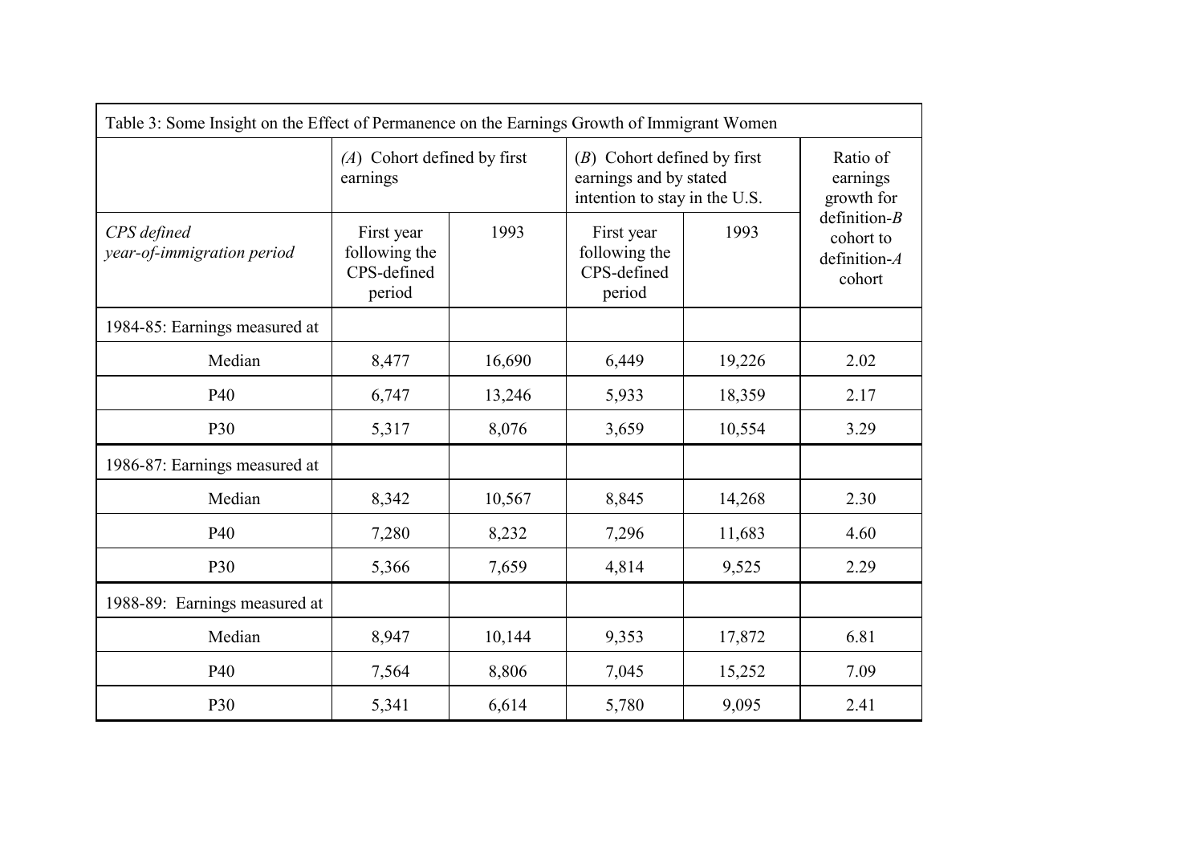Table 3: Some Insight on the Effect of Permanence on the Earnings Growth of Immigrant Women

| | (*A*) Cohort defined by first earnings | | (*B*) Cohort defined by first earnings and by stated intention to stay in the U.S. | | Ratio of earnings growth for definition-*B* cohort to definition-*A* cohort |
|---|---|---|---|---|---|
| *CPS defined year-of-immigration period* | First year following the CPS-defined period | 1993 | First year following the CPS-defined period | 1993 | |
| 1984-85: Earnings measured at | | | | | |
| Median | 8,477 | 16,690 | 6,449 | 19,226 | 2.02 |
| P40 | 6,747 | 13,246 | 5,933 | 18,359 | 2.17 |
| P30 | 5,317 | 8,076 | 3,659 | 10,554 | 3.29 |
| 1986-87: Earnings measured at | | | | | |
| Median | 8,342 | 10,567 | 8,845 | 14,268 | 2.30 |
| P40 | 7,280 | 8,232 | 7,296 | 11,683 | 4.60 |
| P30 | 5,366 | 7,659 | 4,814 | 9,525 | 2.29 |
| 1988-89: Earnings measured at | | | | | |
| Median | 8,947 | 10,144 | 9,353 | 17,872 | 6.81 |
| P40 | 7,564 | 8,806 | 7,045 | 15,252 | 7.09 |
| P30 | 5,341 | 6,614 | 5,780 | 9,095 | 2.41 |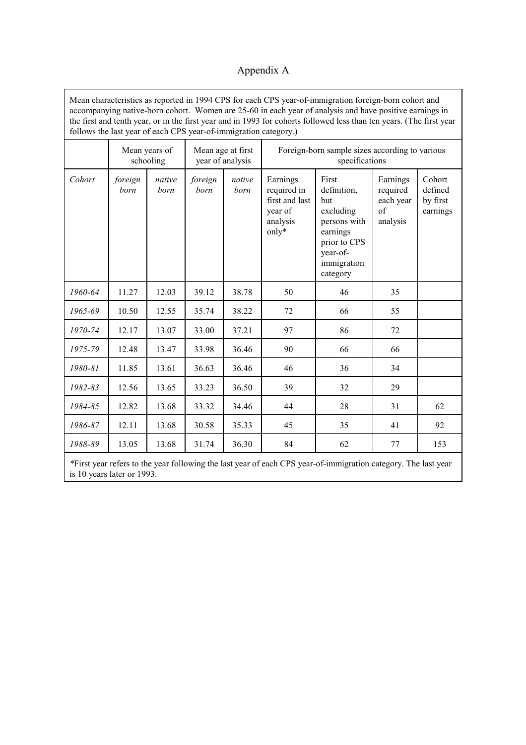# Appendix A

Mean characteristics as reported in 1994 CPS for each CPS year-of-immigration foreign-born cohort and accompanying native-born cohort. Women are 25-60 in each year of analysis and have positive earnings in the first and tenth year, or in the first year and in 1993 for cohorts followed less than ten years. (The first year follows the last year of each CPS year-of-immigration category.)

| | Mean years of schooling | | Mean age at first year of analysis | | Foreign-born sample sizes according to various specifications | | | |
|---|---|---|---|---|---|---|---|---|
| *Cohort* | *foreign born* | *native born* | *foreign born* | *native born* | Earnings required in first and last year of analysis only* | First definition, but excluding persons with earnings prior to CPS year-of-immigration category | Earnings required each year of analysis | Cohort defined by first earnings |
| *1960-64* | 11.27 | 12.03 | 39.12 | 38.78 | 50 | 46 | 35 | |
| *1965-69* | 10.50 | 12.55 | 35.74 | 38.22 | 72 | 66 | 55 | |
| *1970-74* | 12.17 | 13.07 | 33.00 | 37.21 | 97 | 86 | 72 | |
| *1975-79* | 12.48 | 13.47 | 33.98 | 36.46 | 90 | 66 | 66 | |
| *1980-81* | 11.85 | 13.61 | 36.63 | 36.46 | 46 | 36 | 34 | |
| *1982-83* | 12.56 | 13.65 | 33.23 | 36.50 | 39 | 32 | 29 | |
| *1984-85* | 12.82 | 13.68 | 33.32 | 34.46 | 44 | 28 | 31 | 62 |
| *1986-87* | 12.11 | 13.68 | 30.58 | 35.33 | 45 | 35 | 41 | 92 |
| *1988-89* | 13.05 | 13.68 | 31.74 | 36.30 | 84 | 62 | 77 | 153 |

*First year refers to the year following the last year of each CPS year-of-immigration category. The last year is 10 years later or 1993.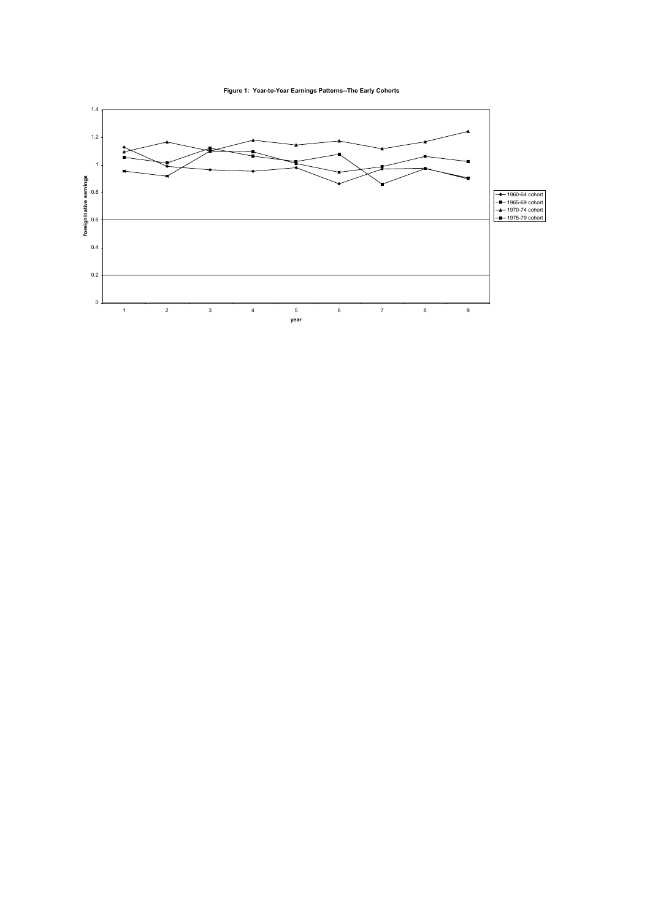**Figure 1: Year-to-Year Earnings Patterns--The Early Cohorts**

| year | 1 | 2 | 3 | 4 | 5 | 6 | 7 | 8 | 9 |
|---|---|---|---|---|---|---|---|---|---|
| 1960-64 cohort | 1.13 | 0.99 | 0.97 | 0.96 | 0.98 | 0.87 | 0.97 | 0.98 | 0.90 |
| 1965-69 cohort | 1.06 | 1.02 | 1.10 | 1.10 | 1.02 | 1.08 | 0.86 | 0.98 | 0.91 |
| 1970-74 cohort | 1.10 | 1.17 | 1.10 | 1.18 | 1.15 | 1.18 | 1.12 | 1.17 | 1.25 |
| 1975-79 cohort | 0.96 | 0.92 | 1.12 | 1.07 | 1.01 | 0.95 | 0.99 | 1.07 | 1.03 |

Y-axis: foreign/native earnings (0 to 1.4); X-axis: year (1 to 9). Values are approximate readings from the plotted lines.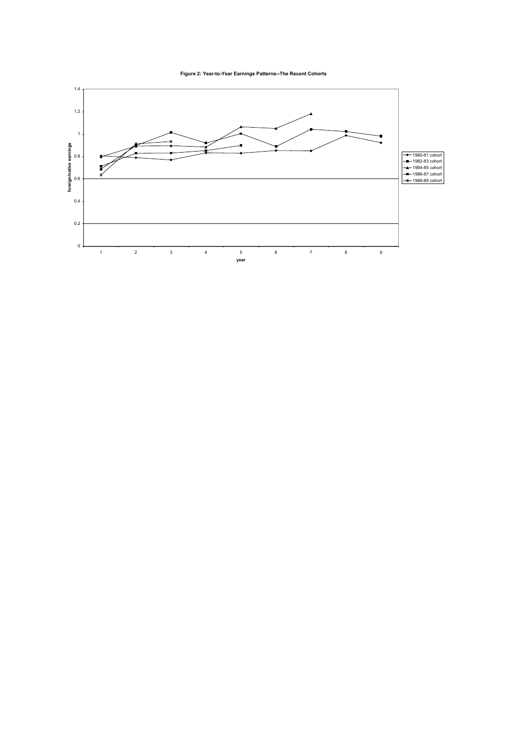**Figure 2: Year-to-Year Earnings Patterns--The Recent Cohorts**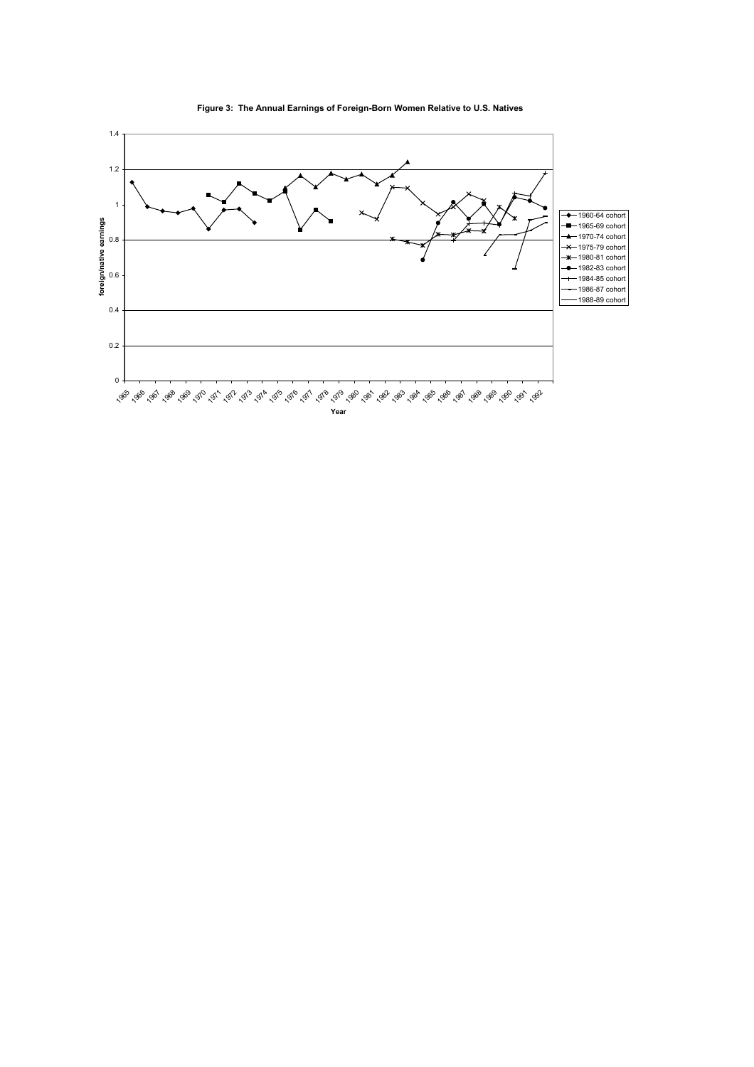**Figure 3: The Annual Earnings of Foreign-Born Women Relative to U.S. Natives**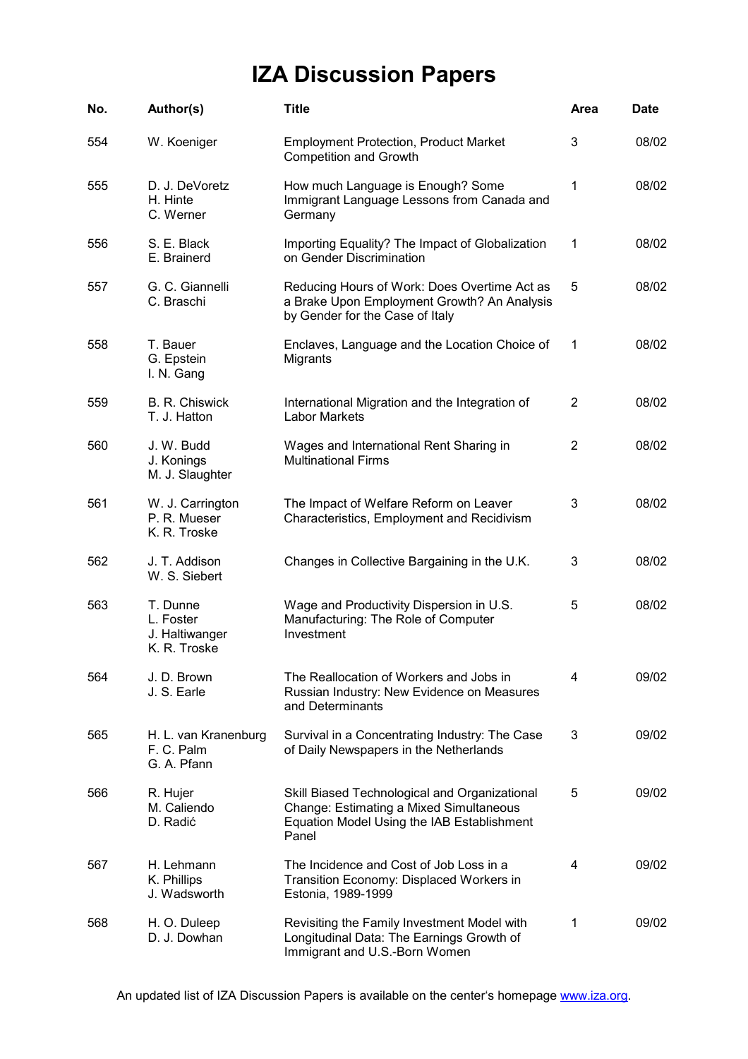# IZA Discussion Papers

| No. | Author(s) | Title | Area | Date |
|---|---|---|---|---|
| 554 | W. Koeniger | Employment Protection, Product Market Competition and Growth | 3 | 08/02 |
| 555 | D. J. DeVoretz<br>H. Hinte<br>C. Werner | How much Language is Enough? Some Immigrant Language Lessons from Canada and Germany | 1 | 08/02 |
| 556 | S. E. Black<br>E. Brainerd | Importing Equality? The Impact of Globalization on Gender Discrimination | 1 | 08/02 |
| 557 | G. C. Giannelli<br>C. Braschi | Reducing Hours of Work: Does Overtime Act as a Brake Upon Employment Growth? An Analysis by Gender for the Case of Italy | 5 | 08/02 |
| 558 | T. Bauer<br>G. Epstein<br>I. N. Gang | Enclaves, Language and the Location Choice of Migrants | 1 | 08/02 |
| 559 | B. R. Chiswick<br>T. J. Hatton | International Migration and the Integration of Labor Markets | 2 | 08/02 |
| 560 | J. W. Budd<br>J. Konings<br>M. J. Slaughter | Wages and International Rent Sharing in Multinational Firms | 2 | 08/02 |
| 561 | W. J. Carrington<br>P. R. Mueser<br>K. R. Troske | The Impact of Welfare Reform on Leaver Characteristics, Employment and Recidivism | 3 | 08/02 |
| 562 | J. T. Addison<br>W. S. Siebert | Changes in Collective Bargaining in the U.K. | 3 | 08/02 |
| 563 | T. Dunne<br>L. Foster<br>J. Haltiwanger<br>K. R. Troske | Wage and Productivity Dispersion in U.S. Manufacturing: The Role of Computer Investment | 5 | 08/02 |
| 564 | J. D. Brown<br>J. S. Earle | The Reallocation of Workers and Jobs in Russian Industry: New Evidence on Measures and Determinants | 4 | 09/02 |
| 565 | H. L. van Kranenburg<br>F. C. Palm<br>G. A. Pfann | Survival in a Concentrating Industry: The Case of Daily Newspapers in the Netherlands | 3 | 09/02 |
| 566 | R. Hujer<br>M. Caliendo<br>D. Radić | Skill Biased Technological and Organizational Change: Estimating a Mixed Simultaneous Equation Model Using the IAB Establishment Panel | 5 | 09/02 |
| 567 | H. Lehmann<br>K. Phillips<br>J. Wadsworth | The Incidence and Cost of Job Loss in a Transition Economy: Displaced Workers in Estonia, 1989-1999 | 4 | 09/02 |
| 568 | H. O. Duleep<br>D. J. Dowhan | Revisiting the Family Investment Model with Longitudinal Data: The Earnings Growth of Immigrant and U.S.-Born Women | 1 | 09/02 |

An updated list of IZA Discussion Papers is available on the center's homepage www.iza.org.